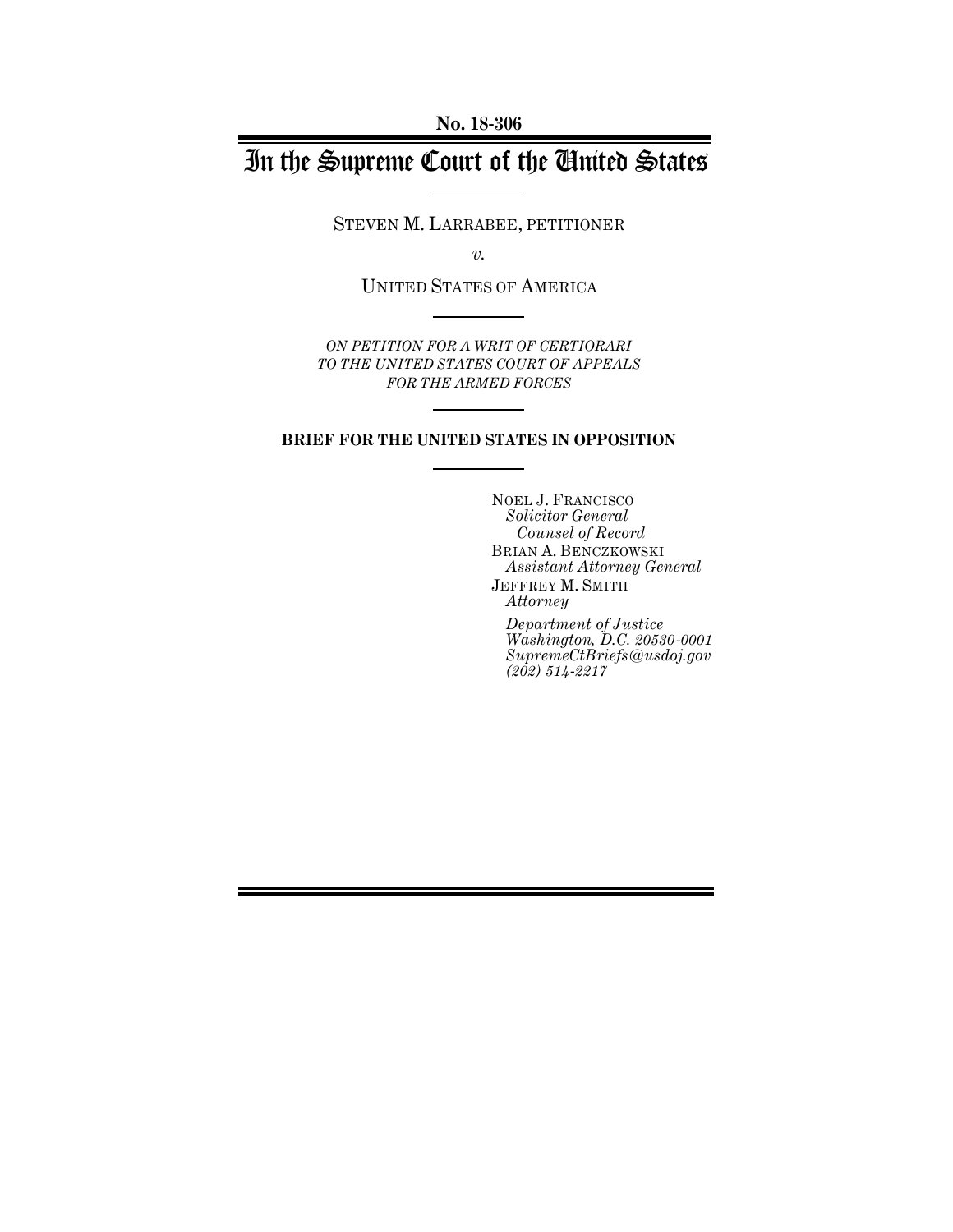**No. 18-306**

# In the Supreme Court of the United States

STEVEN M. LARRABEE, PETITIONER

*v.*

UNITED STATES OF AMERICA

*ON PETITION FOR A WRIT OF CERTIORARI TO THE UNITED STATES COURT OF APPEALS FOR THE ARMED FORCES*

**BRIEF FOR THE UNITED STATES IN OPPOSITION**

NOEL J. FRANCISCO
*Solicitor General*
*Counsel of Record*
BRIAN A. BENCZKOWSKI
*Assistant Attorney General*
JEFFREY M. SMITH
*Attorney*

*Department of Justice*
*Washington, D.C. 20530-0001*
*SupremeCtBriefs@usdoj.gov*
*(202) 514-2217*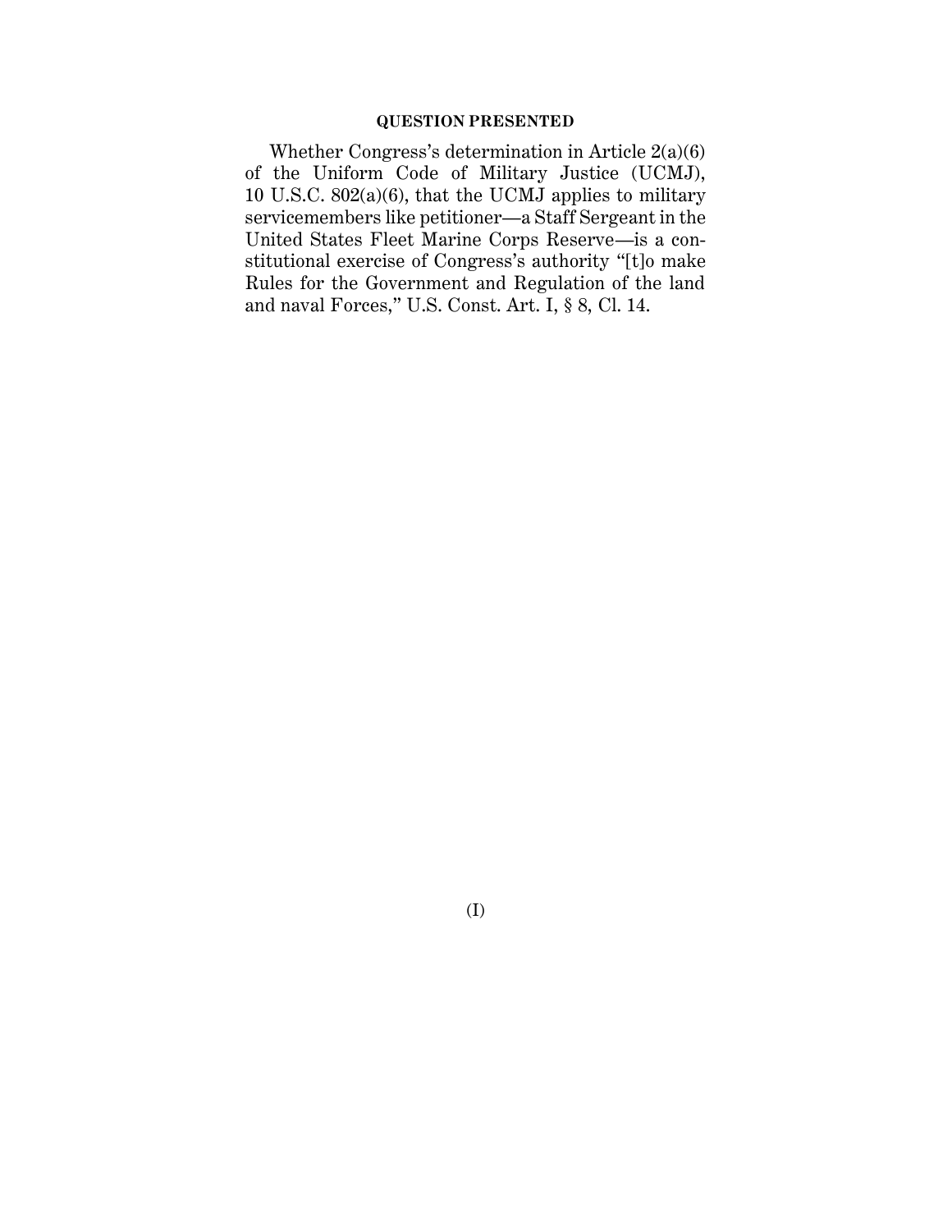## QUESTION PRESENTED

Whether Congress's determination in Article 2(a)(6) of the Uniform Code of Military Justice (UCMJ), 10 U.S.C. 802(a)(6), that the UCMJ applies to military servicemembers like petitioner—a Staff Sergeant in the United States Fleet Marine Corps Reserve—is a constitutional exercise of Congress's authority "[t]o make Rules for the Government and Regulation of the land and naval Forces," U.S. Const. Art. I, § 8, Cl. 14.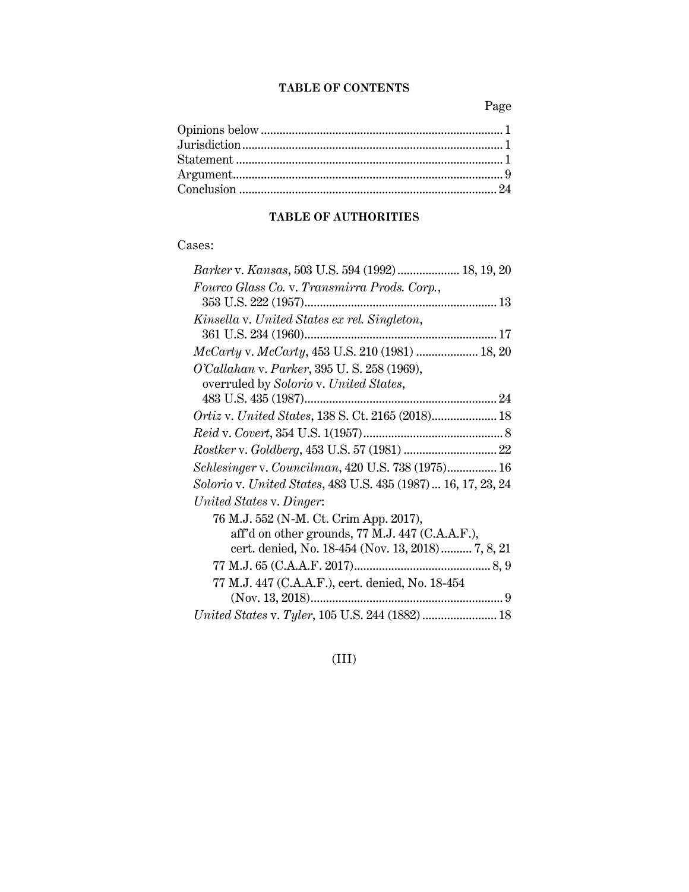## TABLE OF CONTENTS

Page

Opinions below ..................................................................... 1
Jurisdiction .......................................................................... 1
Statement ............................................................................ 1
Argument ............................................................................. 9
Conclusion .......................................................................... 24

## TABLE OF AUTHORITIES

Cases:

*Barker* v. *Kansas*, 503 U.S. 594 (1992) .................... 18, 19, 20

*Fourco Glass Co.* v. *Transmirra Prods. Corp.*, 353 U.S. 222 (1957) ............................................................. 13

*Kinsella* v. *United States ex rel. Singleton*, 361 U.S. 234 (1960) ............................................................. 17

*McCarty* v. *McCarty*, 453 U.S. 210 (1981) .................... 18, 20

*O'Callahan* v. *Parker*, 395 U. S. 258 (1969), overruled by *Solorio* v. *United States*, 483 U.S. 435 (1987) ............................................................. 24

*Ortiz* v. *United States*, 138 S. Ct. 2165 (2018) ..................... 18

*Reid* v. *Covert*, 354 U.S. 1(1957) ............................................ 8

*Rostker* v. *Goldberg*, 453 U.S. 57 (1981) ............................. 22

*Schlesinger* v. *Councilman*, 420 U.S. 738 (1975) ................ 16

*Solorio* v. *United States*, 483 U.S. 435 (1987) ... 16, 17, 23, 24

*United States* v. *Dinger*:

- 76 M.J. 552 (N-M. Ct. Crim App. 2017), aff'd on other grounds, 77 M.J. 447 (C.A.A.F.), cert. denied, No. 18-454 (Nov. 13, 2018) .......... 7, 8, 21
- 77 M.J. 65 (C.A.A.F. 2017) ............................................ 8, 9
- 77 M.J. 447 (C.A.A.F.), cert. denied, No. 18-454 (Nov. 13, 2018) ............................................................. 9

*United States* v. *Tyler*, 105 U.S. 244 (1882) ........................ 18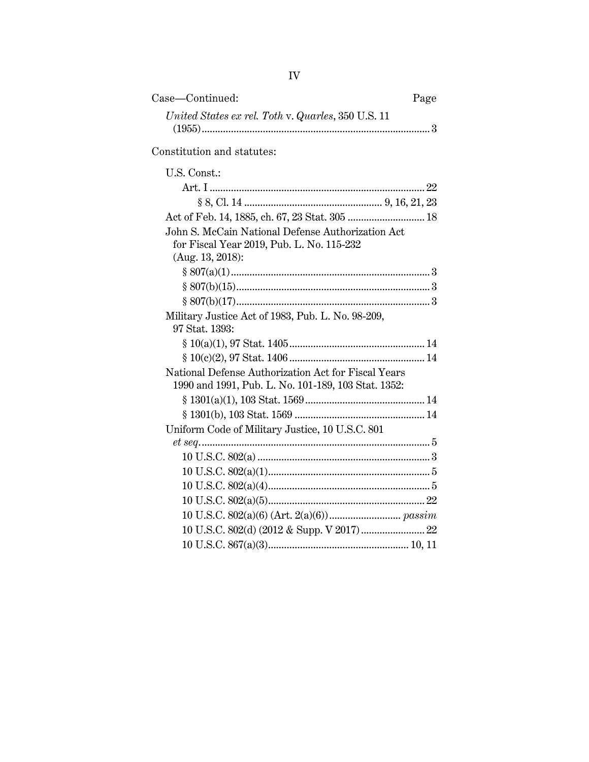Case—Continued: Page

*United States ex rel. Toth* v. *Quarles*, 350 U.S. 11 (1955) ... 3

Constitution and statutes:

U.S. Const.:
- Art. I ... 22
  - § 8, Cl. 14 ... 9, 16, 21, 23

Act of Feb. 14, 1885, ch. 67, 23 Stat. 305 ... 18

John S. McCain National Defense Authorization Act for Fiscal Year 2019, Pub. L. No. 115-232 (Aug. 13, 2018):
- § 807(a)(1) ... 3
- § 807(b)(15) ... 3
- § 807(b)(17) ... 3

Military Justice Act of 1983, Pub. L. No. 98-209, 97 Stat. 1393:
- § 10(a)(1), 97 Stat. 1405 ... 14
- § 10(c)(2), 97 Stat. 1406 ... 14

National Defense Authorization Act for Fiscal Years 1990 and 1991, Pub. L. No. 101-189, 103 Stat. 1352:
- § 1301(a)(1), 103 Stat. 1569 ... 14
- § 1301(b), 103 Stat. 1569 ... 14

Uniform Code of Military Justice, 10 U.S.C. 801 *et seq.* ... 5
- 10 U.S.C. 802(a) ... 3
- 10 U.S.C. 802(a)(1) ... 5
- 10 U.S.C. 802(a)(4) ... 5
- 10 U.S.C. 802(a)(5) ... 22
- 10 U.S.C. 802(a)(6) (Art. 2(a)(6)) ... *passim*
- 10 U.S.C. 802(d) (2012 & Supp. V 2017) ... 22
- 10 U.S.C. 867(a)(3) ... 10, 11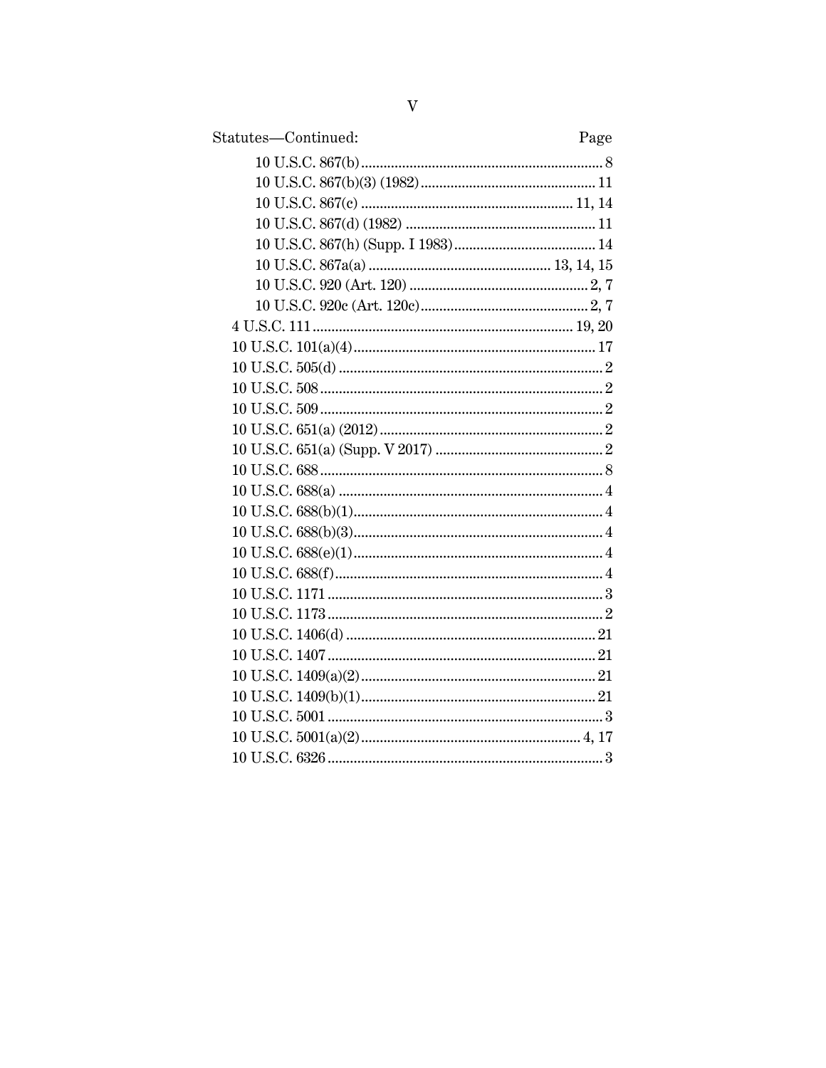Statutes—Continued: Page

- 10 U.S.C. 867(b) ........ 8
- 10 U.S.C. 867(b)(3) (1982) ........ 11
- 10 U.S.C. 867(c) ........ 11, 14
- 10 U.S.C. 867(d) (1982) ........ 11
- 10 U.S.C. 867(h) (Supp. I 1983) ........ 14
- 10 U.S.C. 867a(a) ........ 13, 14, 15
- 10 U.S.C. 920 (Art. 120) ........ 2, 7
- 10 U.S.C. 920c (Art. 120c) ........ 2, 7

4 U.S.C. 111 ........ 19, 20
10 U.S.C. 101(a)(4) ........ 17
10 U.S.C. 505(d) ........ 2
10 U.S.C. 508 ........ 2
10 U.S.C. 509 ........ 2
10 U.S.C. 651(a) (2012) ........ 2
10 U.S.C. 651(a) (Supp. V 2017) ........ 2
10 U.S.C. 688 ........ 8
10 U.S.C. 688(a) ........ 4
10 U.S.C. 688(b)(1) ........ 4
10 U.S.C. 688(b)(3) ........ 4
10 U.S.C. 688(e)(1) ........ 4
10 U.S.C. 688(f) ........ 4
10 U.S.C. 1171 ........ 3
10 U.S.C. 1173 ........ 2
10 U.S.C. 1406(d) ........ 21
10 U.S.C. 1407 ........ 21
10 U.S.C. 1409(a)(2) ........ 21
10 U.S.C. 1409(b)(1) ........ 21
10 U.S.C. 5001 ........ 3
10 U.S.C. 5001(a)(2) ........ 4, 17
10 U.S.C. 6326 ........ 3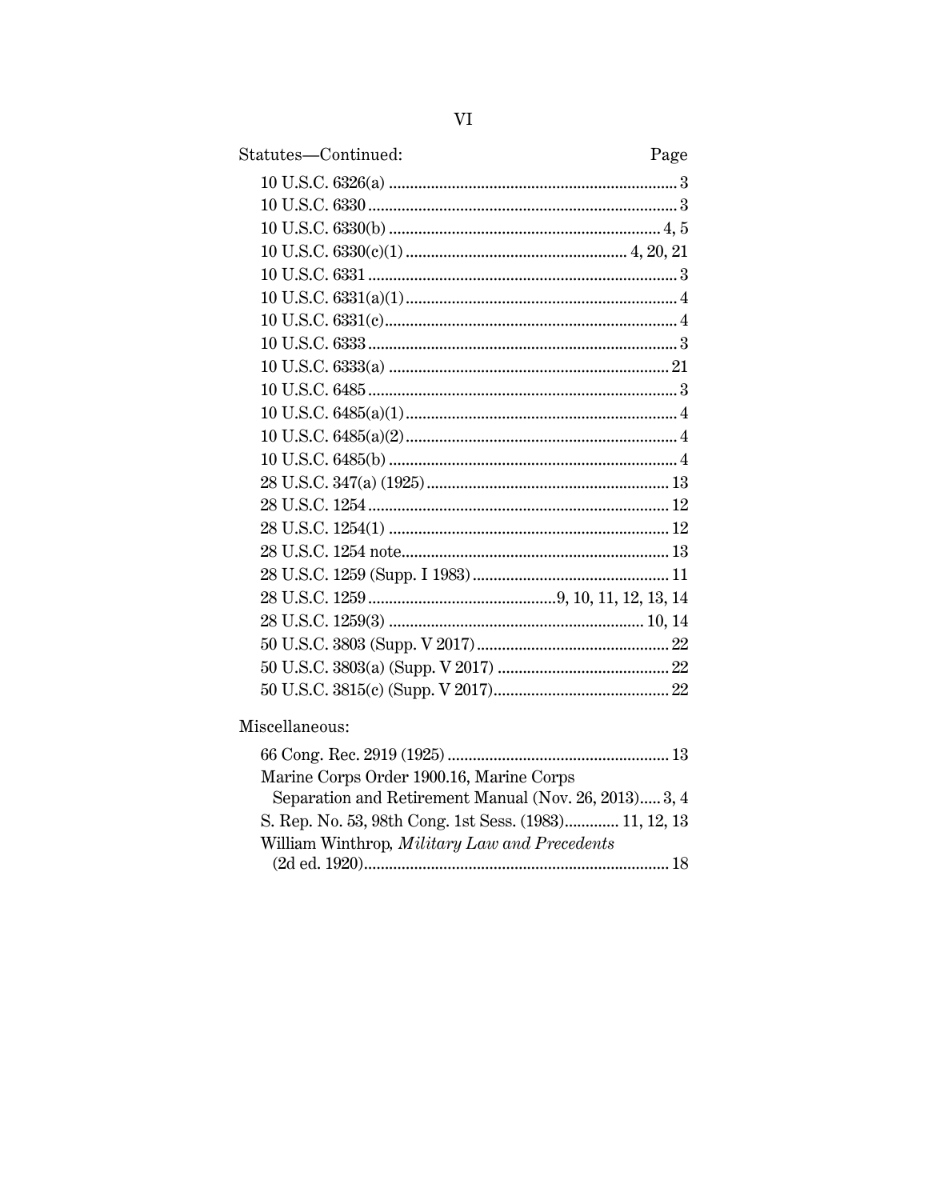Statutes—Continued: Page

10 U.S.C. 6326(a) .................................................................... 3
10 U.S.C. 6330 ......................................................................... 3
10 U.S.C. 6330(b) ................................................................ 4, 5
10 U.S.C. 6330(c)(1) .................................................... 4, 20, 21
10 U.S.C. 6331 ......................................................................... 3
10 U.S.C. 6331(a)(1) ................................................................ 4
10 U.S.C. 6331(c) ..................................................................... 4
10 U.S.C. 6333 ......................................................................... 3
10 U.S.C. 6333(a) .................................................................. 21
10 U.S.C. 6485 ......................................................................... 3
10 U.S.C. 6485(a)(1) ................................................................ 4
10 U.S.C. 6485(a)(2) ................................................................ 4
10 U.S.C. 6485(b) .................................................................... 4
28 U.S.C. 347(a) (1925) .......................................................... 13
28 U.S.C. 1254 ....................................................................... 12
28 U.S.C. 1254(1) .................................................................. 12
28 U.S.C. 1254 note ................................................................ 13
28 U.S.C. 1259 (Supp. I 1983) ............................................... 11
28 U.S.C. 1259 ............................................ 9, 10, 11, 12, 13, 14
28 U.S.C. 1259(3) ............................................................ 10, 14
50 U.S.C. 3803 (Supp. V 2017) .............................................. 22
50 U.S.C. 3803(a) (Supp. V 2017) ......................................... 22
50 U.S.C. 3815(c) (Supp. V 2017) .......................................... 22

Miscellaneous:

66 Cong. Rec. 2919 (1925) ..................................................... 13
Marine Corps Order 1900.16, Marine Corps Separation and Retirement Manual (Nov. 26, 2013) ..... 3, 4
S. Rep. No. 53, 98th Cong. 1st Sess. (1983) ............ 11, 12, 13
William Winthrop, *Military Law and Precedents* (2d ed. 1920) ........................................................................ 18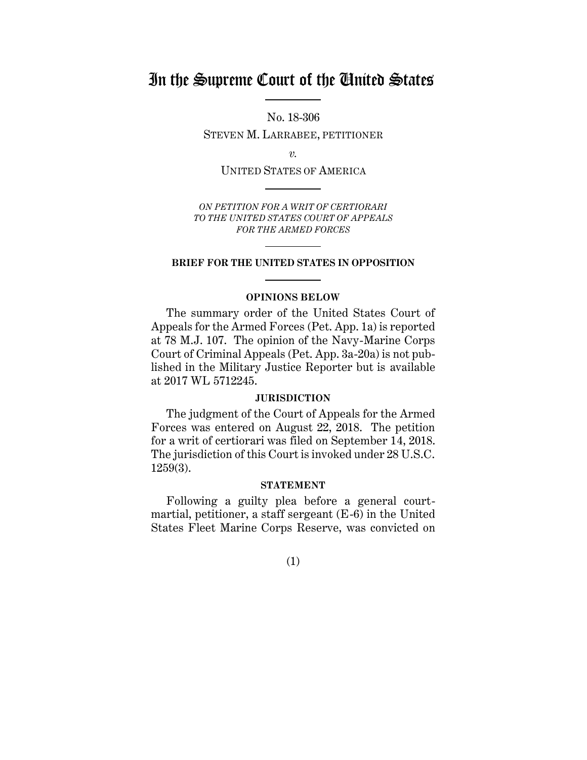# In the Supreme Court of the United States

No. 18-306

STEVEN M. LARRABEE, PETITIONER

*v.*

UNITED STATES OF AMERICA

*ON PETITION FOR A WRIT OF CERTIORARI TO THE UNITED STATES COURT OF APPEALS FOR THE ARMED FORCES*

**BRIEF FOR THE UNITED STATES IN OPPOSITION**

**OPINIONS BELOW**

The summary order of the United States Court of Appeals for the Armed Forces (Pet. App. 1a) is reported at 78 M.J. 107. The opinion of the Navy-Marine Corps Court of Criminal Appeals (Pet. App. 3a-20a) is not published in the Military Justice Reporter but is available at 2017 WL 5712245.

**JURISDICTION**

The judgment of the Court of Appeals for the Armed Forces was entered on August 22, 2018. The petition for a writ of certiorari was filed on September 14, 2018. The jurisdiction of this Court is invoked under 28 U.S.C. 1259(3).

**STATEMENT**

Following a guilty plea before a general court-martial, petitioner, a staff sergeant (E-6) in the United States Fleet Marine Corps Reserve, was convicted on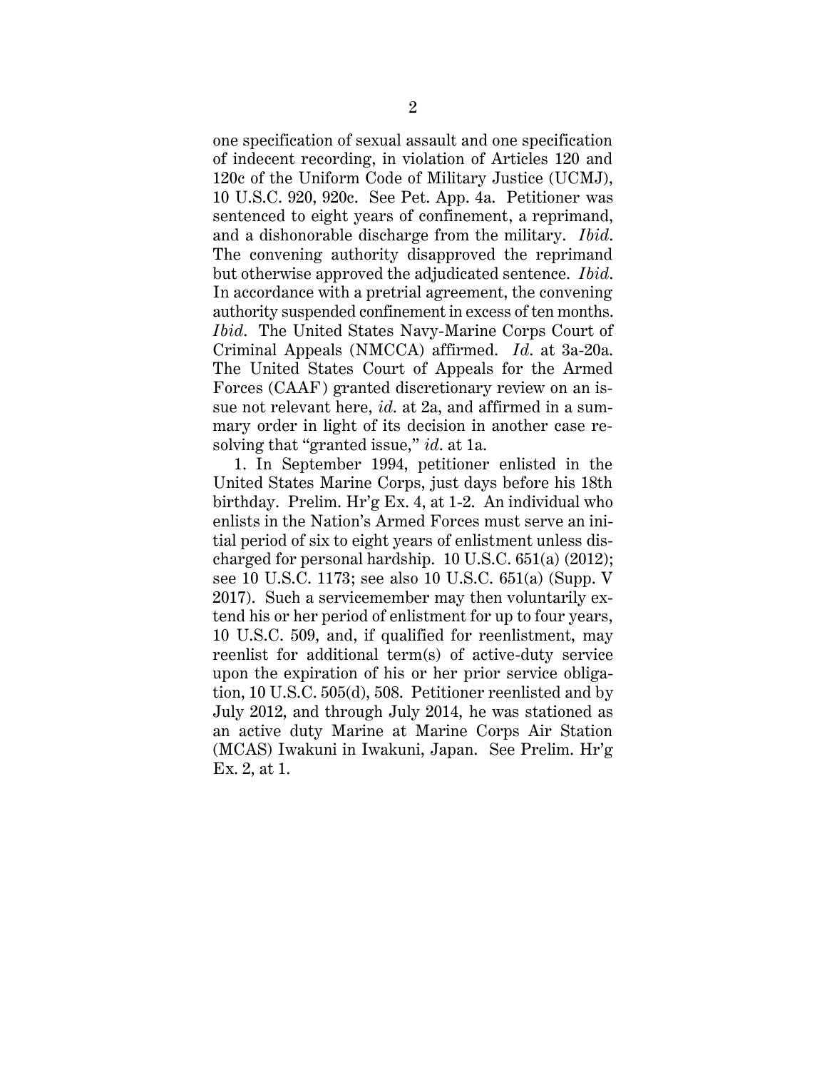one specification of sexual assault and one specification of indecent recording, in violation of Articles 120 and 120c of the Uniform Code of Military Justice (UCMJ), 10 U.S.C. 920, 920c. See Pet. App. 4a. Petitioner was sentenced to eight years of confinement, a reprimand, and a dishonorable discharge from the military. *Ibid*. The convening authority disapproved the reprimand but otherwise approved the adjudicated sentence. *Ibid*. In accordance with a pretrial agreement, the convening authority suspended confinement in excess of ten months. *Ibid*. The United States Navy-Marine Corps Court of Criminal Appeals (NMCCA) affirmed. *Id*. at 3a-20a. The United States Court of Appeals for the Armed Forces (CAAF) granted discretionary review on an issue not relevant here, *id*. at 2a, and affirmed in a summary order in light of its decision in another case resolving that "granted issue," *id*. at 1a.

1. In September 1994, petitioner enlisted in the United States Marine Corps, just days before his 18th birthday. Prelim. Hr'g Ex. 4, at 1-2. An individual who enlists in the Nation's Armed Forces must serve an initial period of six to eight years of enlistment unless discharged for personal hardship. 10 U.S.C. 651(a) (2012); see 10 U.S.C. 1173; see also 10 U.S.C. 651(a) (Supp. V 2017). Such a servicemember may then voluntarily extend his or her period of enlistment for up to four years, 10 U.S.C. 509, and, if qualified for reenlistment, may reenlist for additional term(s) of active-duty service upon the expiration of his or her prior service obligation, 10 U.S.C. 505(d), 508. Petitioner reenlisted and by July 2012, and through July 2014, he was stationed as an active duty Marine at Marine Corps Air Station (MCAS) Iwakuni in Iwakuni, Japan. See Prelim. Hr'g Ex. 2, at 1.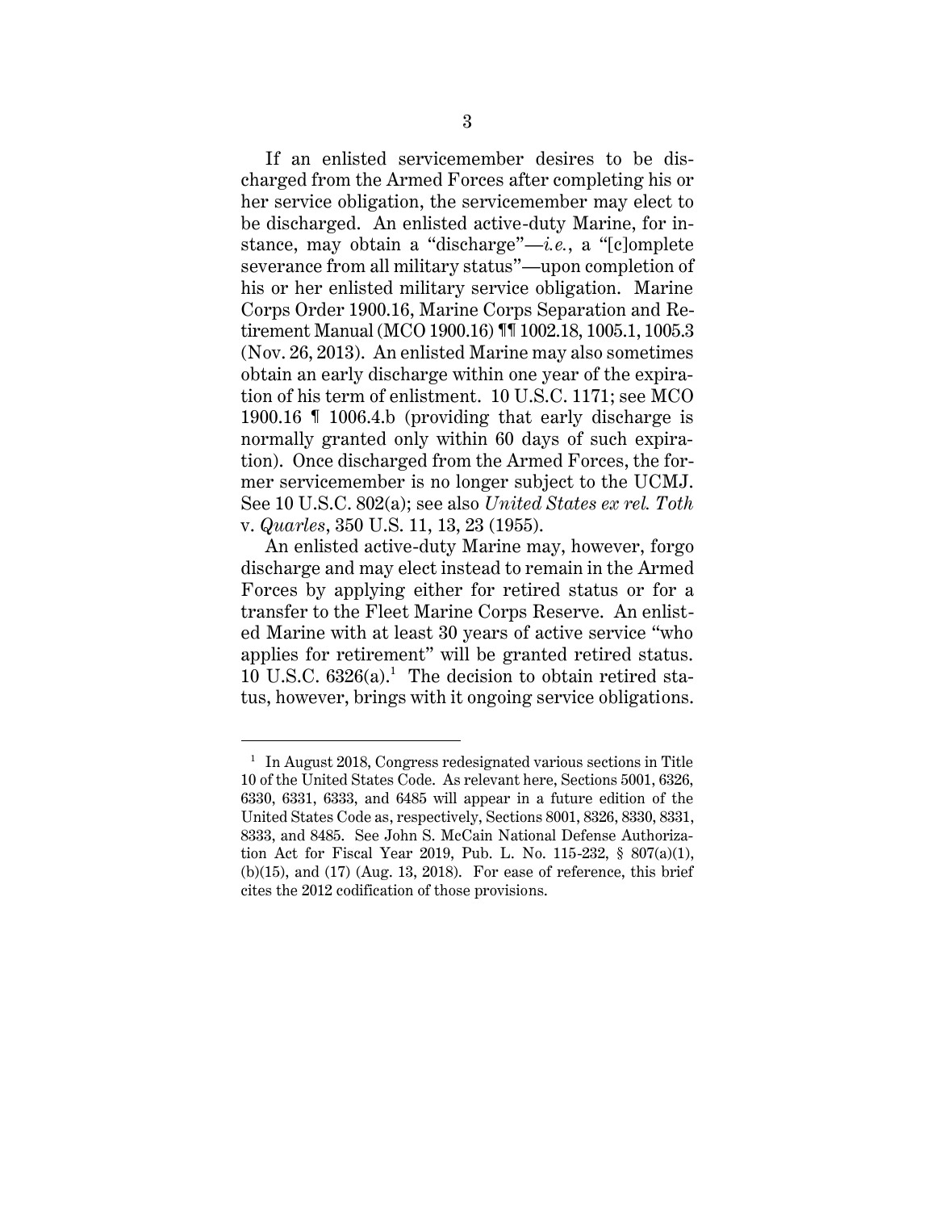If an enlisted servicemember desires to be discharged from the Armed Forces after completing his or her service obligation, the servicemember may elect to be discharged. An enlisted active-duty Marine, for instance, may obtain a "discharge"—*i.e.*, a "[c]omplete severance from all military status"—upon completion of his or her enlisted military service obligation. Marine Corps Order 1900.16, Marine Corps Separation and Retirement Manual (MCO 1900.16) ¶¶ 1002.18, 1005.1, 1005.3 (Nov. 26, 2013). An enlisted Marine may also sometimes obtain an early discharge within one year of the expiration of his term of enlistment. 10 U.S.C. 1171; see MCO 1900.16 ¶ 1006.4.b (providing that early discharge is normally granted only within 60 days of such expiration). Once discharged from the Armed Forces, the former servicemember is no longer subject to the UCMJ. See 10 U.S.C. 802(a); see also *United States ex rel. Toth* v. *Quarles*, 350 U.S. 11, 13, 23 (1955).

An enlisted active-duty Marine may, however, forgo discharge and may elect instead to remain in the Armed Forces by applying either for retired status or for a transfer to the Fleet Marine Corps Reserve. An enlisted Marine with at least 30 years of active service "who applies for retirement" will be granted retired status. 10 U.S.C. 6326(a).[1] The decision to obtain retired status, however, brings with it ongoing service obligations.

---

[1] In August 2018, Congress redesignated various sections in Title 10 of the United States Code. As relevant here, Sections 5001, 6326, 6330, 6331, 6333, and 6485 will appear in a future edition of the United States Code as, respectively, Sections 8001, 8326, 8330, 8331, 8333, and 8485. See John S. McCain National Defense Authorization Act for Fiscal Year 2019, Pub. L. No. 115-232, § 807(a)(1), (b)(15), and (17) (Aug. 13, 2018). For ease of reference, this brief cites the 2012 codification of those provisions.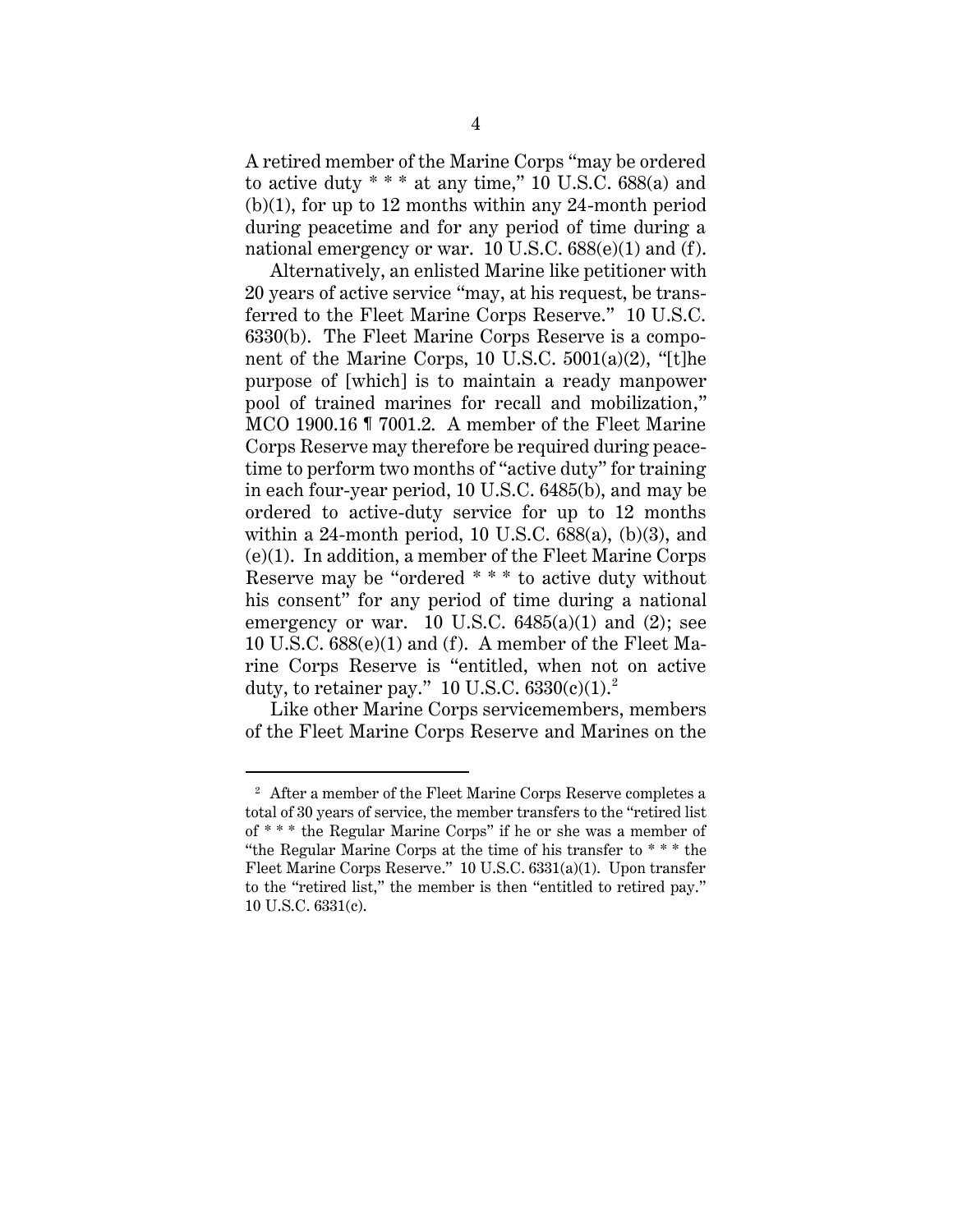A retired member of the Marine Corps "may be ordered to active duty * * * at any time," 10 U.S.C. 688(a) and (b)(1), for up to 12 months within any 24-month period during peacetime and for any period of time during a national emergency or war. 10 U.S.C. 688(e)(1) and (f).

Alternatively, an enlisted Marine like petitioner with 20 years of active service "may, at his request, be transferred to the Fleet Marine Corps Reserve." 10 U.S.C. 6330(b). The Fleet Marine Corps Reserve is a component of the Marine Corps, 10 U.S.C. 5001(a)(2), "[t]he purpose of [which] is to maintain a ready manpower pool of trained marines for recall and mobilization," MCO 1900.16 ¶ 7001.2. A member of the Fleet Marine Corps Reserve may therefore be required during peacetime to perform two months of "active duty" for training in each four-year period, 10 U.S.C. 6485(b), and may be ordered to active-duty service for up to 12 months within a 24-month period, 10 U.S.C. 688(a), (b)(3), and (e)(1). In addition, a member of the Fleet Marine Corps Reserve may be "ordered * * * to active duty without his consent" for any period of time during a national emergency or war. 10 U.S.C. 6485(a)(1) and (2); see 10 U.S.C. 688(e)(1) and (f). A member of the Fleet Marine Corps Reserve is "entitled, when not on active duty, to retainer pay." 10 U.S.C. 6330(c)(1).[2]

Like other Marine Corps servicemembers, members of the Fleet Marine Corps Reserve and Marines on the

---

[2] After a member of the Fleet Marine Corps Reserve completes a total of 30 years of service, the member transfers to the "retired list of * * * the Regular Marine Corps" if he or she was a member of "the Regular Marine Corps at the time of his transfer to * * * the Fleet Marine Corps Reserve." 10 U.S.C. 6331(a)(1). Upon transfer to the "retired list," the member is then "entitled to retired pay." 10 U.S.C. 6331(c).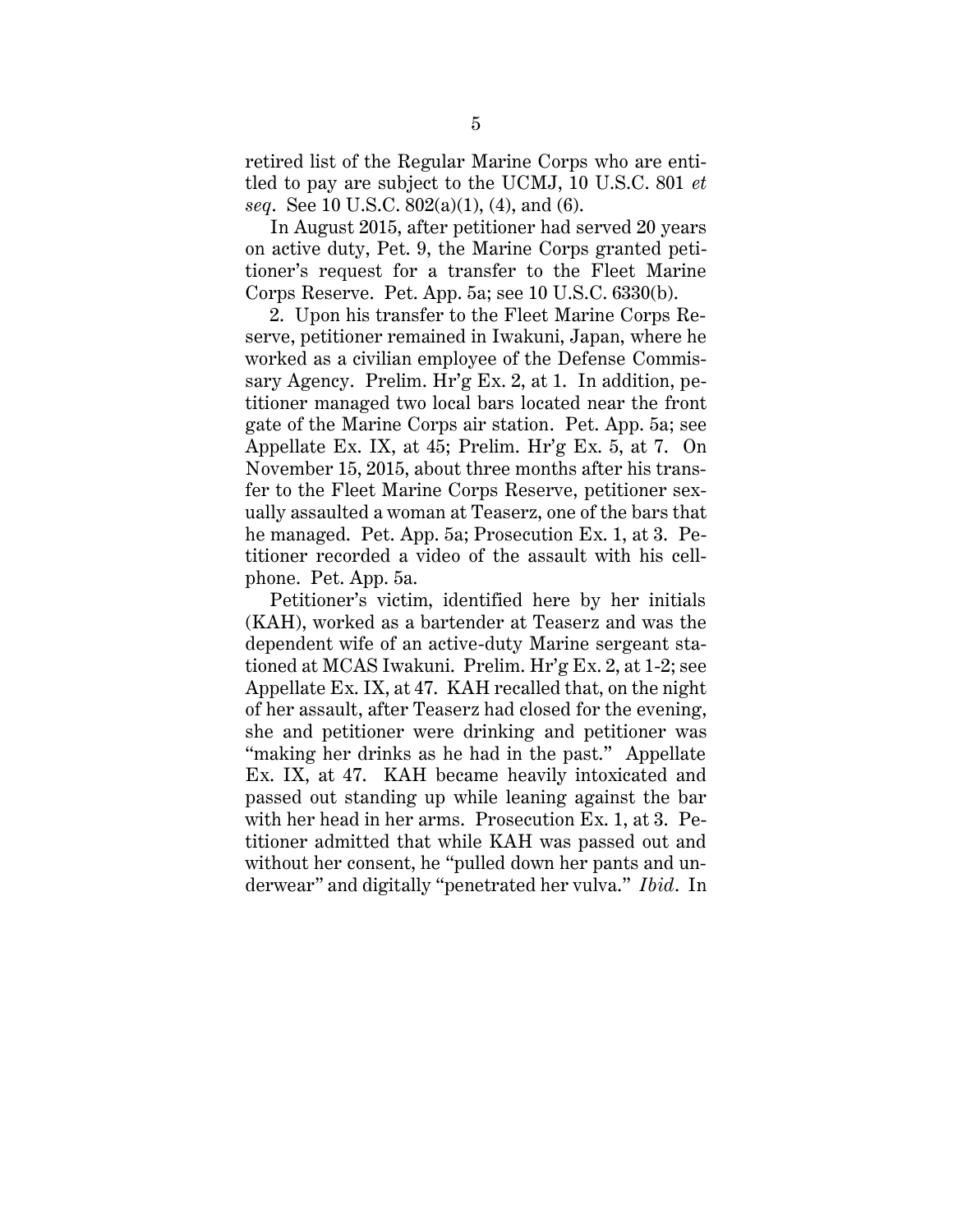retired list of the Regular Marine Corps who are entitled to pay are subject to the UCMJ, 10 U.S.C. 801 *et seq*. See 10 U.S.C. 802(a)(1), (4), and (6).

In August 2015, after petitioner had served 20 years on active duty, Pet. 9, the Marine Corps granted petitioner's request for a transfer to the Fleet Marine Corps Reserve. Pet. App. 5a; see 10 U.S.C. 6330(b).

2. Upon his transfer to the Fleet Marine Corps Reserve, petitioner remained in Iwakuni, Japan, where he worked as a civilian employee of the Defense Commissary Agency. Prelim. Hr'g Ex. 2, at 1. In addition, petitioner managed two local bars located near the front gate of the Marine Corps air station. Pet. App. 5a; see Appellate Ex. IX, at 45; Prelim. Hr'g Ex. 5, at 7. On November 15, 2015, about three months after his transfer to the Fleet Marine Corps Reserve, petitioner sexually assaulted a woman at Teaserz, one of the bars that he managed. Pet. App. 5a; Prosecution Ex. 1, at 3. Petitioner recorded a video of the assault with his cellphone. Pet. App. 5a.

Petitioner's victim, identified here by her initials (KAH), worked as a bartender at Teaserz and was the dependent wife of an active-duty Marine sergeant stationed at MCAS Iwakuni. Prelim. Hr'g Ex. 2, at 1-2; see Appellate Ex. IX, at 47. KAH recalled that, on the night of her assault, after Teaserz had closed for the evening, she and petitioner were drinking and petitioner was "making her drinks as he had in the past." Appellate Ex. IX, at 47. KAH became heavily intoxicated and passed out standing up while leaning against the bar with her head in her arms. Prosecution Ex. 1, at 3. Petitioner admitted that while KAH was passed out and without her consent, he "pulled down her pants and underwear" and digitally "penetrated her vulva." *Ibid*. In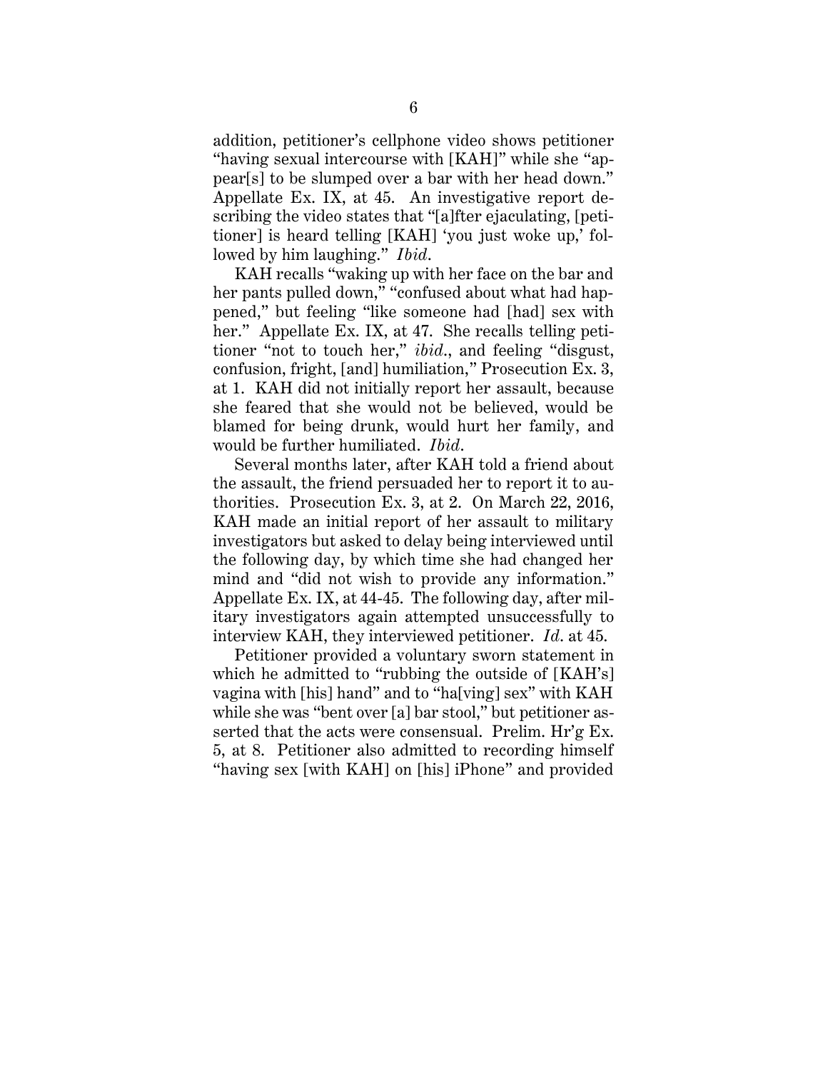addition, petitioner's cellphone video shows petitioner "having sexual intercourse with [KAH]" while she "appear[s] to be slumped over a bar with her head down." Appellate Ex. IX, at 45. An investigative report describing the video states that "[a]fter ejaculating, [petitioner] is heard telling [KAH] 'you just woke up,' followed by him laughing." *Ibid.*

KAH recalls "waking up with her face on the bar and her pants pulled down," "confused about what had happened," but feeling "like someone had [had] sex with her." Appellate Ex. IX, at 47. She recalls telling petitioner "not to touch her," *ibid.*, and feeling "disgust, confusion, fright, [and] humiliation," Prosecution Ex. 3, at 1. KAH did not initially report her assault, because she feared that she would not be believed, would be blamed for being drunk, would hurt her family, and would be further humiliated. *Ibid.*

Several months later, after KAH told a friend about the assault, the friend persuaded her to report it to authorities. Prosecution Ex. 3, at 2. On March 22, 2016, KAH made an initial report of her assault to military investigators but asked to delay being interviewed until the following day, by which time she had changed her mind and "did not wish to provide any information." Appellate Ex. IX, at 44-45. The following day, after military investigators again attempted unsuccessfully to interview KAH, they interviewed petitioner. *Id.* at 45.

Petitioner provided a voluntary sworn statement in which he admitted to "rubbing the outside of [KAH's] vagina with [his] hand" and to "ha[ving] sex" with KAH while she was "bent over [a] bar stool," but petitioner asserted that the acts were consensual. Prelim. Hr'g Ex. 5, at 8. Petitioner also admitted to recording himself "having sex [with KAH] on [his] iPhone" and provided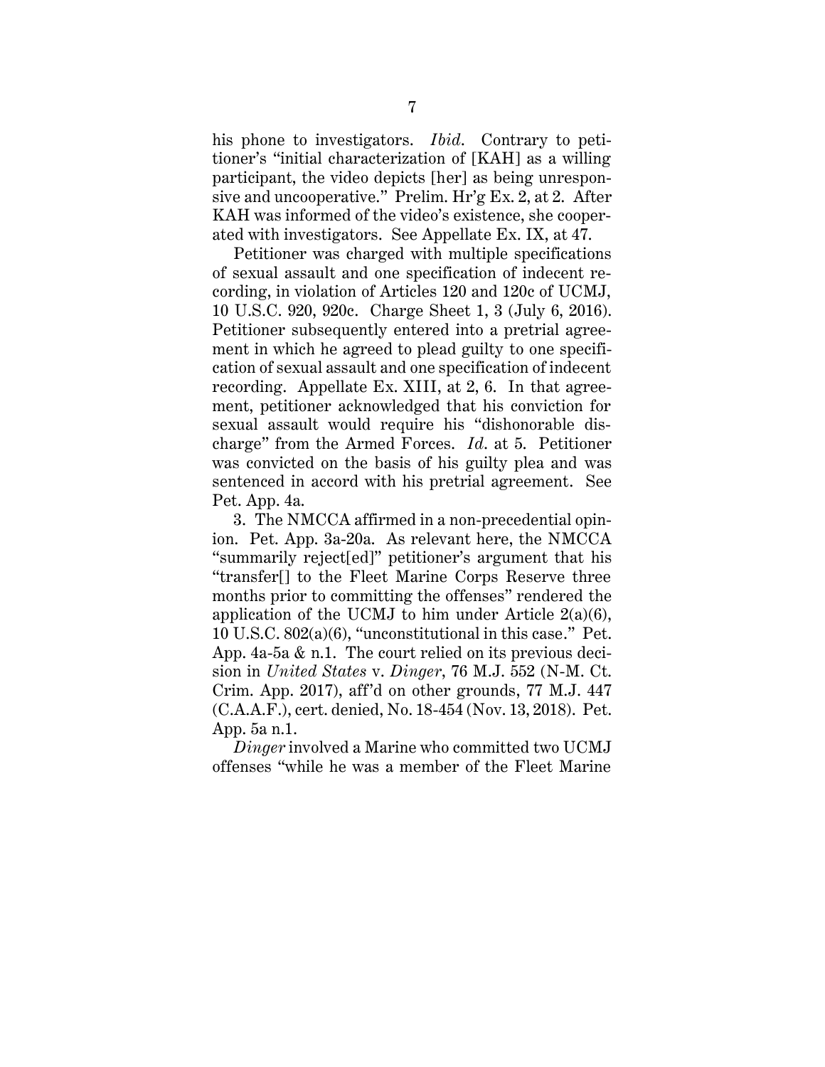his phone to investigators. *Ibid.* Contrary to petitioner's "initial characterization of [KAH] as a willing participant, the video depicts [her] as being unresponsive and uncooperative." Prelim. Hr'g Ex. 2, at 2. After KAH was informed of the video's existence, she cooperated with investigators. See Appellate Ex. IX, at 47.

Petitioner was charged with multiple specifications of sexual assault and one specification of indecent recording, in violation of Articles 120 and 120c of UCMJ, 10 U.S.C. 920, 920c. Charge Sheet 1, 3 (July 6, 2016). Petitioner subsequently entered into a pretrial agreement in which he agreed to plead guilty to one specification of sexual assault and one specification of indecent recording. Appellate Ex. XIII, at 2, 6. In that agreement, petitioner acknowledged that his conviction for sexual assault would require his "dishonorable discharge" from the Armed Forces. *Id.* at 5. Petitioner was convicted on the basis of his guilty plea and was sentenced in accord with his pretrial agreement. See Pet. App. 4a.

3. The NMCCA affirmed in a non-precedential opinion. Pet. App. 3a-20a. As relevant here, the NMCCA "summarily reject[ed]" petitioner's argument that his "transfer[] to the Fleet Marine Corps Reserve three months prior to committing the offenses" rendered the application of the UCMJ to him under Article 2(a)(6), 10 U.S.C. 802(a)(6), "unconstitutional in this case." Pet. App. 4a-5a & n.1. The court relied on its previous decision in *United States* v. *Dinger*, 76 M.J. 552 (N-M. Ct. Crim. App. 2017), aff'd on other grounds, 77 M.J. 447 (C.A.A.F.), cert. denied, No. 18-454 (Nov. 13, 2018). Pet. App. 5a n.1.

*Dinger* involved a Marine who committed two UCMJ offenses "while he was a member of the Fleet Marine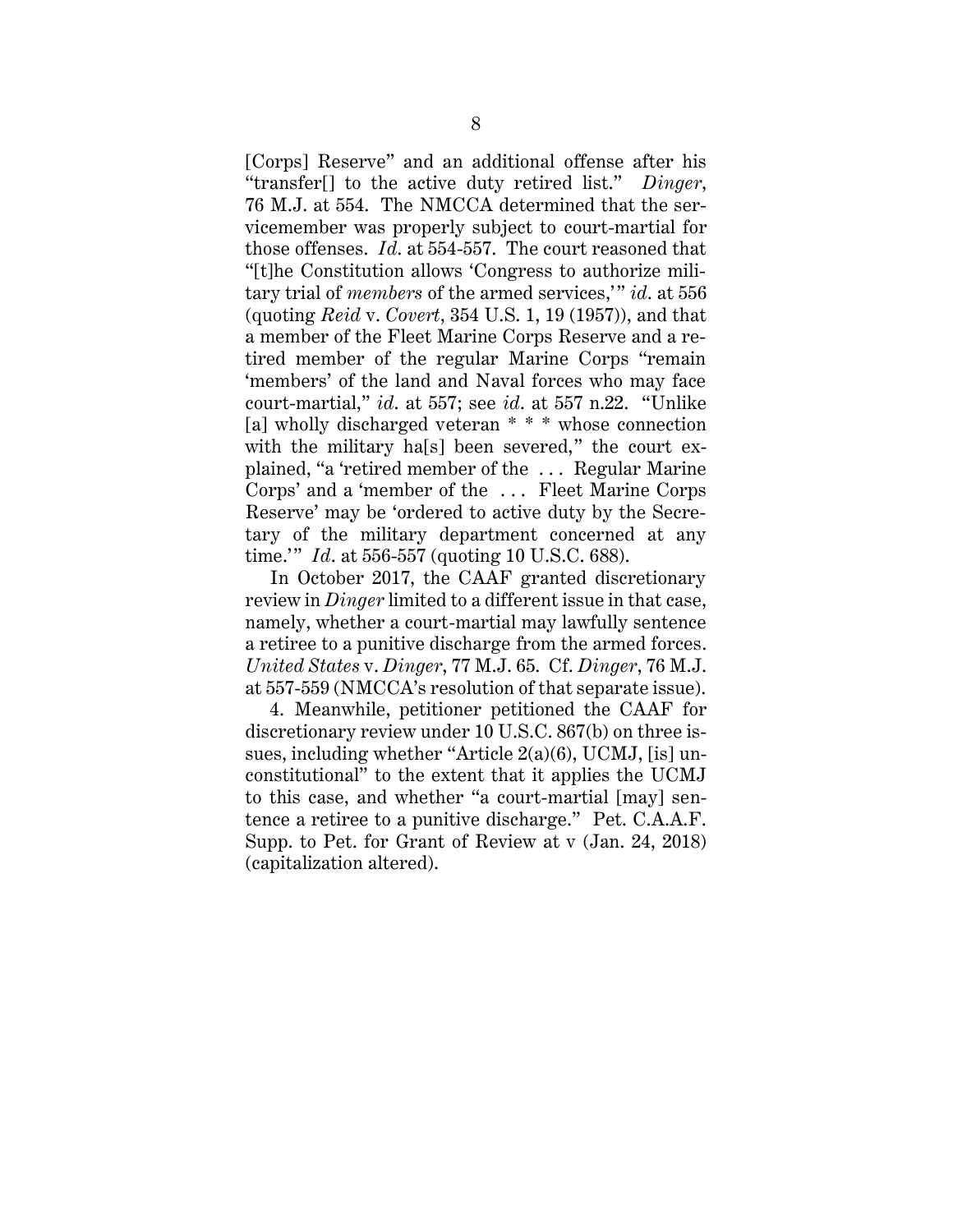[Corps] Reserve" and an additional offense after his "transfer[] to the active duty retired list." *Dinger*, 76 M.J. at 554. The NMCCA determined that the servicemember was properly subject to court-martial for those offenses. *Id.* at 554-557. The court reasoned that "[t]he Constitution allows 'Congress to authorize military trial of *members* of the armed services,'" *id.* at 556 (quoting *Reid* v. *Covert*, 354 U.S. 1, 19 (1957)), and that a member of the Fleet Marine Corps Reserve and a retired member of the regular Marine Corps "remain 'members' of the land and Naval forces who may face court-martial," *id.* at 557; see *id.* at 557 n.22. "Unlike [a] wholly discharged veteran * * * whose connection with the military ha[s] been severed," the court explained, "a 'retired member of the . . . Regular Marine Corps' and a 'member of the . . . Fleet Marine Corps Reserve' may be 'ordered to active duty by the Secretary of the military department concerned at any time.'" *Id.* at 556-557 (quoting 10 U.S.C. 688).

In October 2017, the CAAF granted discretionary review in *Dinger* limited to a different issue in that case, namely, whether a court-martial may lawfully sentence a retiree to a punitive discharge from the armed forces. *United States* v. *Dinger*, 77 M.J. 65. Cf. *Dinger*, 76 M.J. at 557-559 (NMCCA's resolution of that separate issue).

4. Meanwhile, petitioner petitioned the CAAF for discretionary review under 10 U.S.C. 867(b) on three issues, including whether "Article 2(a)(6), UCMJ, [is] unconstitutional" to the extent that it applies the UCMJ to this case, and whether "a court-martial [may] sentence a retiree to a punitive discharge." Pet. C.A.A.F. Supp. to Pet. for Grant of Review at v (Jan. 24, 2018) (capitalization altered).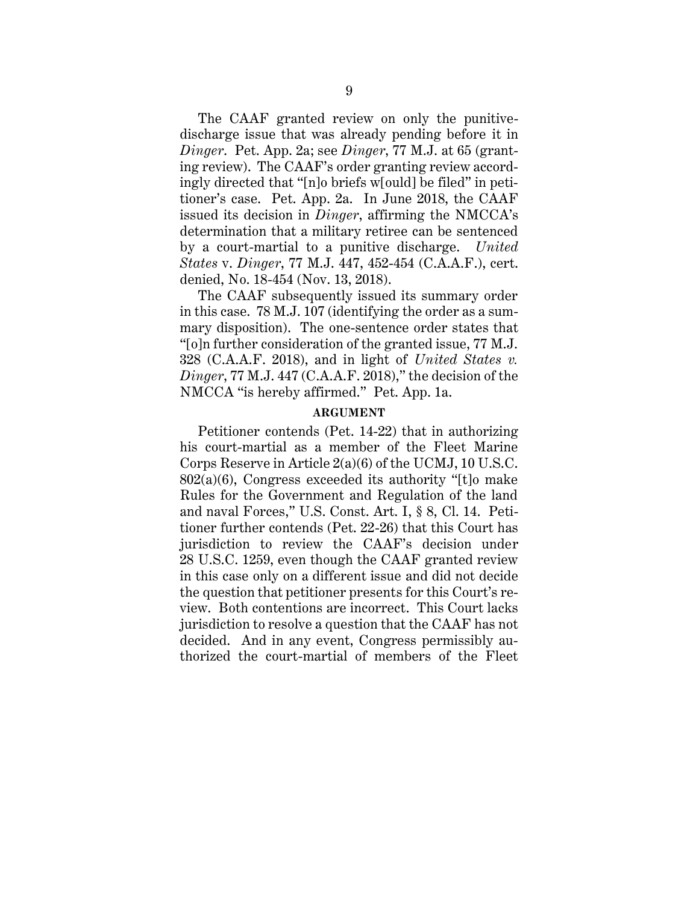The CAAF granted review on only the punitive-discharge issue that was already pending before it in *Dinger*. Pet. App. 2a; see *Dinger*, 77 M.J. at 65 (granting review). The CAAF's order granting review accordingly directed that "[n]o briefs w[ould] be filed" in petitioner's case. Pet. App. 2a. In June 2018, the CAAF issued its decision in *Dinger*, affirming the NMCCA's determination that a military retiree can be sentenced by a court-martial to a punitive discharge. *United States* v. *Dinger*, 77 M.J. 447, 452-454 (C.A.A.F.), cert. denied, No. 18-454 (Nov. 13, 2018).

The CAAF subsequently issued its summary order in this case. 78 M.J. 107 (identifying the order as a summary disposition). The one-sentence order states that "[o]n further consideration of the granted issue, 77 M.J. 328 (C.A.A.F. 2018), and in light of *United States v. Dinger*, 77 M.J. 447 (C.A.A.F. 2018)," the decision of the NMCCA "is hereby affirmed." Pet. App. 1a.

## ARGUMENT

Petitioner contends (Pet. 14-22) that in authorizing his court-martial as a member of the Fleet Marine Corps Reserve in Article 2(a)(6) of the UCMJ, 10 U.S.C. 802(a)(6), Congress exceeded its authority "[t]o make Rules for the Government and Regulation of the land and naval Forces," U.S. Const. Art. I, § 8, Cl. 14. Petitioner further contends (Pet. 22-26) that this Court has jurisdiction to review the CAAF's decision under 28 U.S.C. 1259, even though the CAAF granted review in this case only on a different issue and did not decide the question that petitioner presents for this Court's review. Both contentions are incorrect. This Court lacks jurisdiction to resolve a question that the CAAF has not decided. And in any event, Congress permissibly authorized the court-martial of members of the Fleet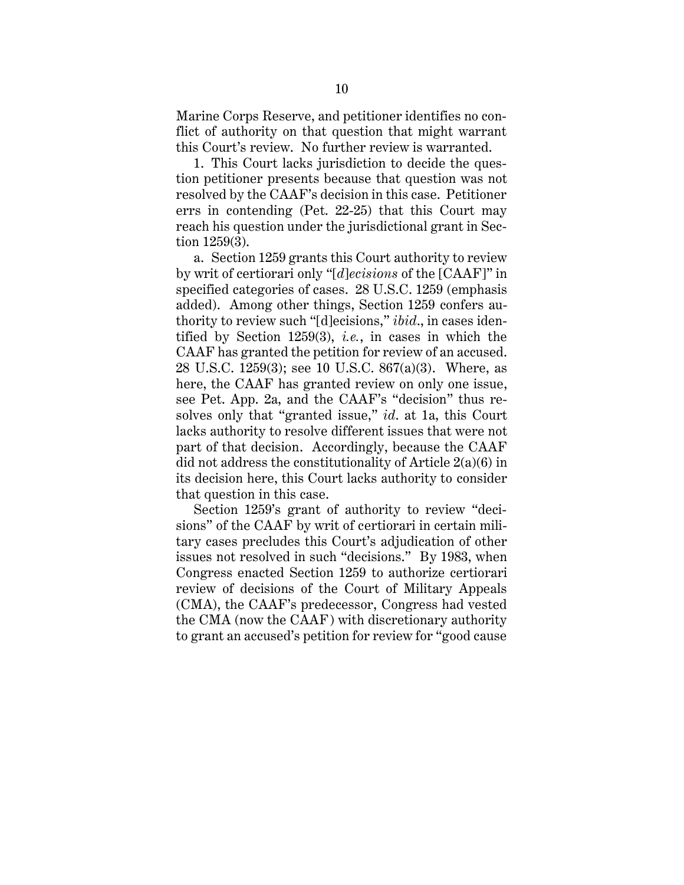Marine Corps Reserve, and petitioner identifies no conflict of authority on that question that might warrant this Court's review. No further review is warranted.

1. This Court lacks jurisdiction to decide the question petitioner presents because that question was not resolved by the CAAF's decision in this case. Petitioner errs in contending (Pet. 22-25) that this Court may reach his question under the jurisdictional grant in Section 1259(3).

a. Section 1259 grants this Court authority to review by writ of certiorari only "[*d*]*ecisions* of the [CAAF]" in specified categories of cases. 28 U.S.C. 1259 (emphasis added). Among other things, Section 1259 confers authority to review such "[d]ecisions," *ibid.*, in cases identified by Section 1259(3), *i.e.*, in cases in which the CAAF has granted the petition for review of an accused. 28 U.S.C. 1259(3); see 10 U.S.C. 867(a)(3). Where, as here, the CAAF has granted review on only one issue, see Pet. App. 2a, and the CAAF's "decision" thus resolves only that "granted issue," *id.* at 1a, this Court lacks authority to resolve different issues that were not part of that decision. Accordingly, because the CAAF did not address the constitutionality of Article 2(a)(6) in its decision here, this Court lacks authority to consider that question in this case.

Section 1259's grant of authority to review "decisions" of the CAAF by writ of certiorari in certain military cases precludes this Court's adjudication of other issues not resolved in such "decisions." By 1983, when Congress enacted Section 1259 to authorize certiorari review of decisions of the Court of Military Appeals (CMA), the CAAF's predecessor, Congress had vested the CMA (now the CAAF) with discretionary authority to grant an accused's petition for review for "good cause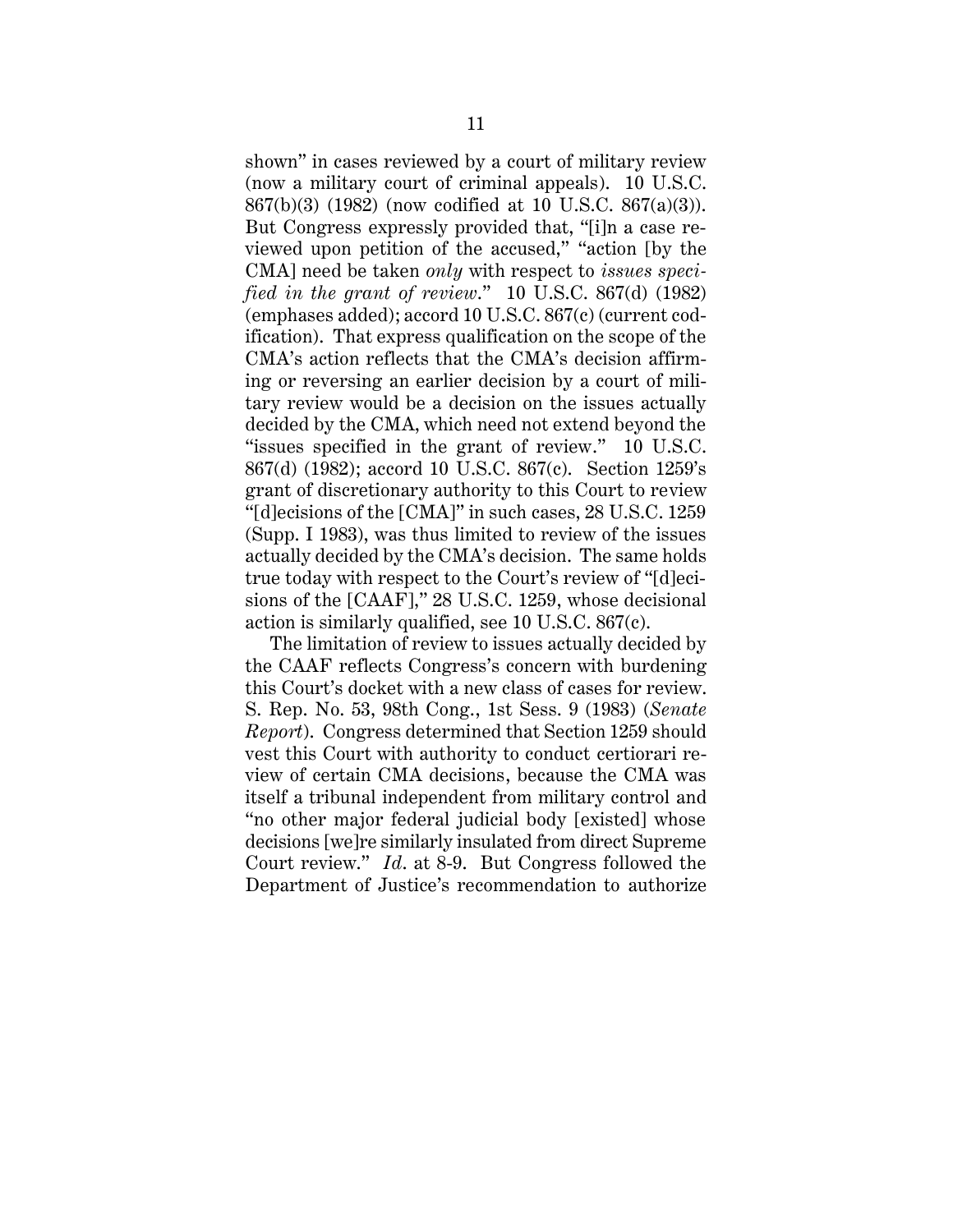shown" in cases reviewed by a court of military review (now a military court of criminal appeals). 10 U.S.C. 867(b)(3) (1982) (now codified at 10 U.S.C. 867(a)(3)). But Congress expressly provided that, "[i]n a case reviewed upon petition of the accused," "action [by the CMA] need be taken *only* with respect to *issues specified in the grant of review*." 10 U.S.C. 867(d) (1982) (emphases added); accord 10 U.S.C. 867(c) (current codification). That express qualification on the scope of the CMA's action reflects that the CMA's decision affirming or reversing an earlier decision by a court of military review would be a decision on the issues actually decided by the CMA, which need not extend beyond the "issues specified in the grant of review." 10 U.S.C. 867(d) (1982); accord 10 U.S.C. 867(c). Section 1259's grant of discretionary authority to this Court to review "[d]ecisions of the [CMA]" in such cases, 28 U.S.C. 1259 (Supp. I 1983), was thus limited to review of the issues actually decided by the CMA's decision. The same holds true today with respect to the Court's review of "[d]ecisions of the [CAAF]," 28 U.S.C. 1259, whose decisional action is similarly qualified, see 10 U.S.C. 867(c).

The limitation of review to issues actually decided by the CAAF reflects Congress's concern with burdening this Court's docket with a new class of cases for review. S. Rep. No. 53, 98th Cong., 1st Sess. 9 (1983) (*Senate Report*). Congress determined that Section 1259 should vest this Court with authority to conduct certiorari review of certain CMA decisions, because the CMA was itself a tribunal independent from military control and "no other major federal judicial body [existed] whose decisions [we]re similarly insulated from direct Supreme Court review." *Id*. at 8-9. But Congress followed the Department of Justice's recommendation to authorize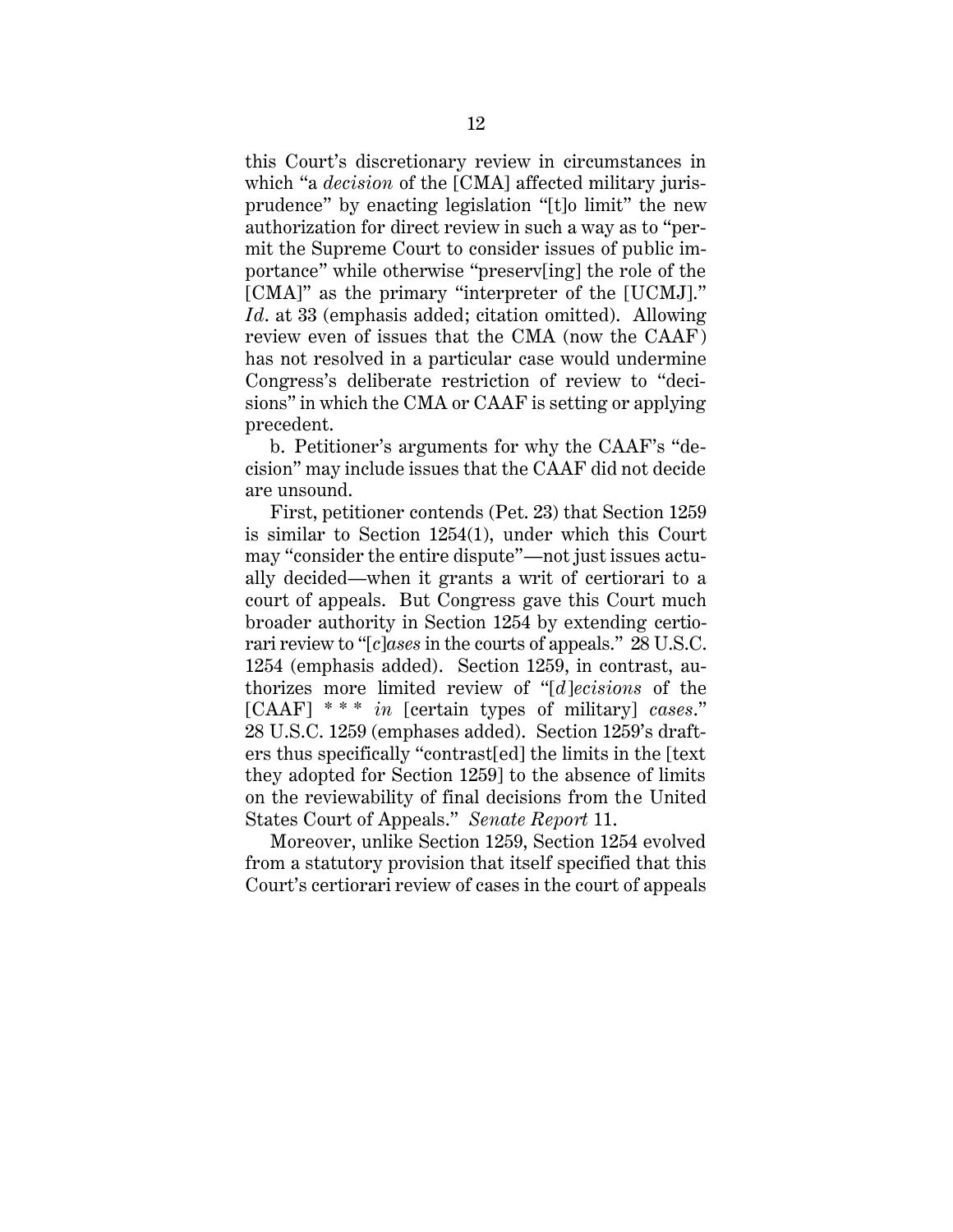this Court's discretionary review in circumstances in which "a *decision* of the [CMA] affected military jurisprudence" by enacting legislation "[t]o limit" the new authorization for direct review in such a way as to "permit the Supreme Court to consider issues of public importance" while otherwise "preserv[ing] the role of the [CMA]" as the primary "interpreter of the [UCMJ]." *Id*. at 33 (emphasis added; citation omitted). Allowing review even of issues that the CMA (now the CAAF) has not resolved in a particular case would undermine Congress's deliberate restriction of review to "decisions" in which the CMA or CAAF is setting or applying precedent.

b. Petitioner's arguments for why the CAAF's "decision" may include issues that the CAAF did not decide are unsound.

First, petitioner contends (Pet. 23) that Section 1259 is similar to Section 1254(1), under which this Court may "consider the entire dispute"—not just issues actually decided—when it grants a writ of certiorari to a court of appeals. But Congress gave this Court much broader authority in Section 1254 by extending certiorari review to "[*c*]*ases* in the courts of appeals." 28 U.S.C. 1254 (emphasis added). Section 1259, in contrast, authorizes more limited review of "[*d*]*ecisions* of the [CAAF] * * * *in* [certain types of military] *cases*." 28 U.S.C. 1259 (emphases added). Section 1259's drafters thus specifically "contrast[ed] the limits in the [text they adopted for Section 1259] to the absence of limits on the reviewability of final decisions from the United States Court of Appeals." *Senate Report* 11.

Moreover, unlike Section 1259, Section 1254 evolved from a statutory provision that itself specified that this Court's certiorari review of cases in the court of appeals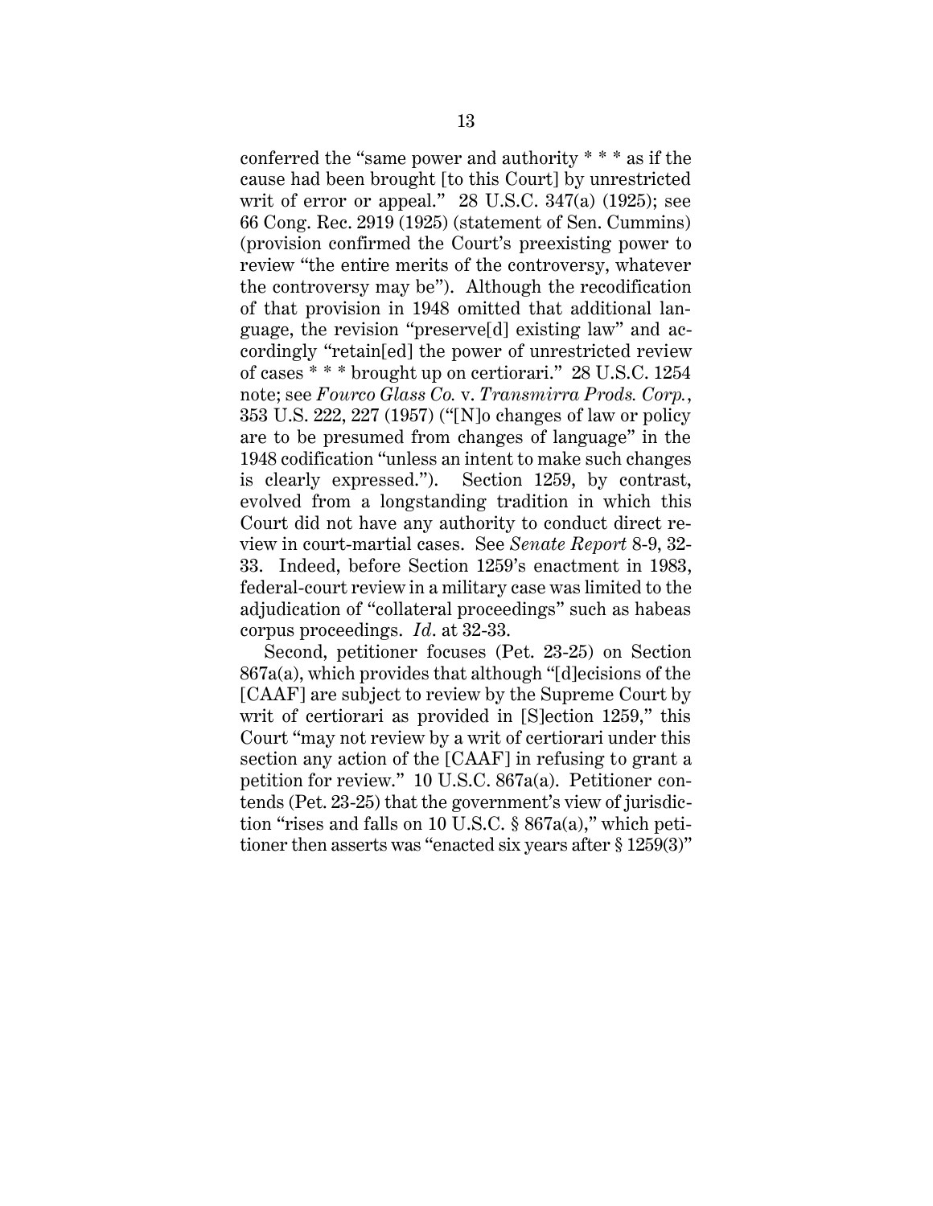conferred the "same power and authority * * * as if the cause had been brought [to this Court] by unrestricted writ of error or appeal." 28 U.S.C. 347(a) (1925); see 66 Cong. Rec. 2919 (1925) (statement of Sen. Cummins) (provision confirmed the Court's preexisting power to review "the entire merits of the controversy, whatever the controversy may be"). Although the recodification of that provision in 1948 omitted that additional language, the revision "preserve[d] existing law" and accordingly "retain[ed] the power of unrestricted review of cases * * * brought up on certiorari." 28 U.S.C. 1254 note; see *Fourco Glass Co.* v. *Transmirra Prods. Corp.*, 353 U.S. 222, 227 (1957) ("[N]o changes of law or policy are to be presumed from changes of language" in the 1948 codification "unless an intent to make such changes is clearly expressed."). Section 1259, by contrast, evolved from a longstanding tradition in which this Court did not have any authority to conduct direct review in court-martial cases. See *Senate Report* 8-9, 32-33. Indeed, before Section 1259's enactment in 1983, federal-court review in a military case was limited to the adjudication of "collateral proceedings" such as habeas corpus proceedings. *Id.* at 32-33.

Second, petitioner focuses (Pet. 23-25) on Section 867a(a), which provides that although "[d]ecisions of the [CAAF] are subject to review by the Supreme Court by writ of certiorari as provided in [S]ection 1259," this Court "may not review by a writ of certiorari under this section any action of the [CAAF] in refusing to grant a petition for review." 10 U.S.C. 867a(a). Petitioner contends (Pet. 23-25) that the government's view of jurisdiction "rises and falls on 10 U.S.C. § 867a(a)," which petitioner then asserts was "enacted six years after § 1259(3)"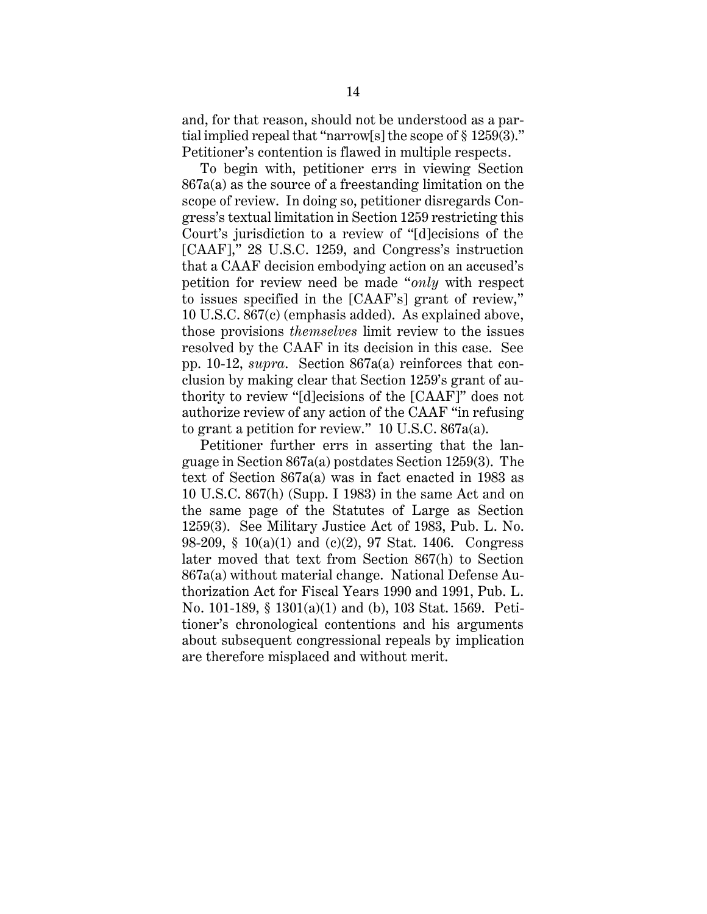and, for that reason, should not be understood as a partial implied repeal that "narrow[s] the scope of § 1259(3)." Petitioner's contention is flawed in multiple respects.

To begin with, petitioner errs in viewing Section 867a(a) as the source of a freestanding limitation on the scope of review. In doing so, petitioner disregards Congress's textual limitation in Section 1259 restricting this Court's jurisdiction to a review of "[d]ecisions of the [CAAF]," 28 U.S.C. 1259, and Congress's instruction that a CAAF decision embodying action on an accused's petition for review need be made "*only* with respect to issues specified in the [CAAF's] grant of review," 10 U.S.C. 867(c) (emphasis added). As explained above, those provisions *themselves* limit review to the issues resolved by the CAAF in its decision in this case. See pp. 10-12, *supra*. Section 867a(a) reinforces that conclusion by making clear that Section 1259's grant of authority to review "[d]ecisions of the [CAAF]" does not authorize review of any action of the CAAF "in refusing to grant a petition for review." 10 U.S.C. 867a(a).

Petitioner further errs in asserting that the language in Section 867a(a) postdates Section 1259(3). The text of Section 867a(a) was in fact enacted in 1983 as 10 U.S.C. 867(h) (Supp. I 1983) in the same Act and on the same page of the Statutes of Large as Section 1259(3). See Military Justice Act of 1983, Pub. L. No. 98-209, § 10(a)(1) and (c)(2), 97 Stat. 1406. Congress later moved that text from Section 867(h) to Section 867a(a) without material change. National Defense Authorization Act for Fiscal Years 1990 and 1991, Pub. L. No. 101-189, § 1301(a)(1) and (b), 103 Stat. 1569. Petitioner's chronological contentions and his arguments about subsequent congressional repeals by implication are therefore misplaced and without merit.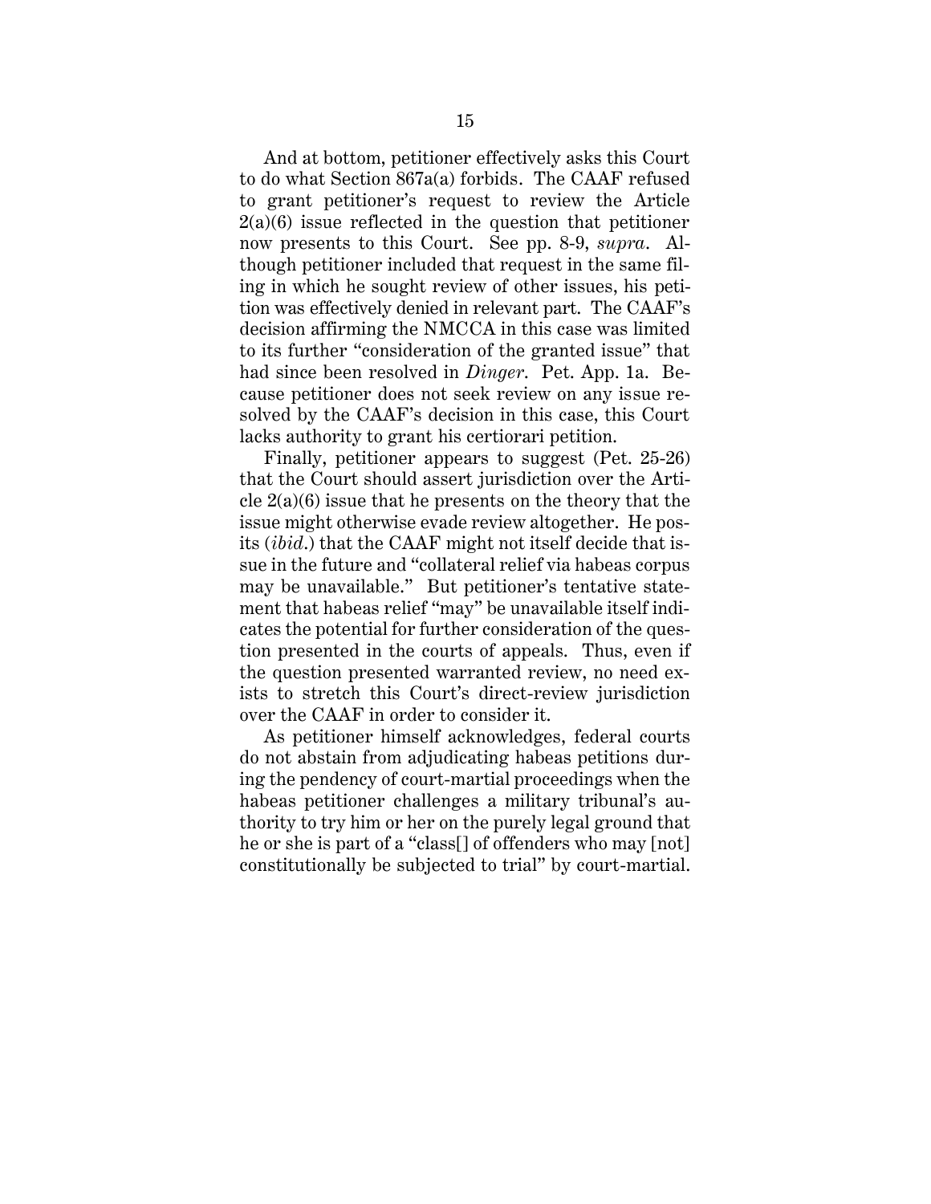And at bottom, petitioner effectively asks this Court to do what Section 867a(a) forbids. The CAAF refused to grant petitioner's request to review the Article 2(a)(6) issue reflected in the question that petitioner now presents to this Court. See pp. 8-9, *supra*. Although petitioner included that request in the same filing in which he sought review of other issues, his petition was effectively denied in relevant part. The CAAF's decision affirming the NMCCA in this case was limited to its further "consideration of the granted issue" that had since been resolved in *Dinger*. Pet. App. 1a. Because petitioner does not seek review on any issue resolved by the CAAF's decision in this case, this Court lacks authority to grant his certiorari petition.

Finally, petitioner appears to suggest (Pet. 25-26) that the Court should assert jurisdiction over the Article 2(a)(6) issue that he presents on the theory that the issue might otherwise evade review altogether. He posits (*ibid.*) that the CAAF might not itself decide that issue in the future and "collateral relief via habeas corpus may be unavailable." But petitioner's tentative statement that habeas relief "may" be unavailable itself indicates the potential for further consideration of the question presented in the courts of appeals. Thus, even if the question presented warranted review, no need exists to stretch this Court's direct-review jurisdiction over the CAAF in order to consider it.

As petitioner himself acknowledges, federal courts do not abstain from adjudicating habeas petitions during the pendency of court-martial proceedings when the habeas petitioner challenges a military tribunal's authority to try him or her on the purely legal ground that he or she is part of a "class[] of offenders who may [not] constitutionally be subjected to trial" by court-martial.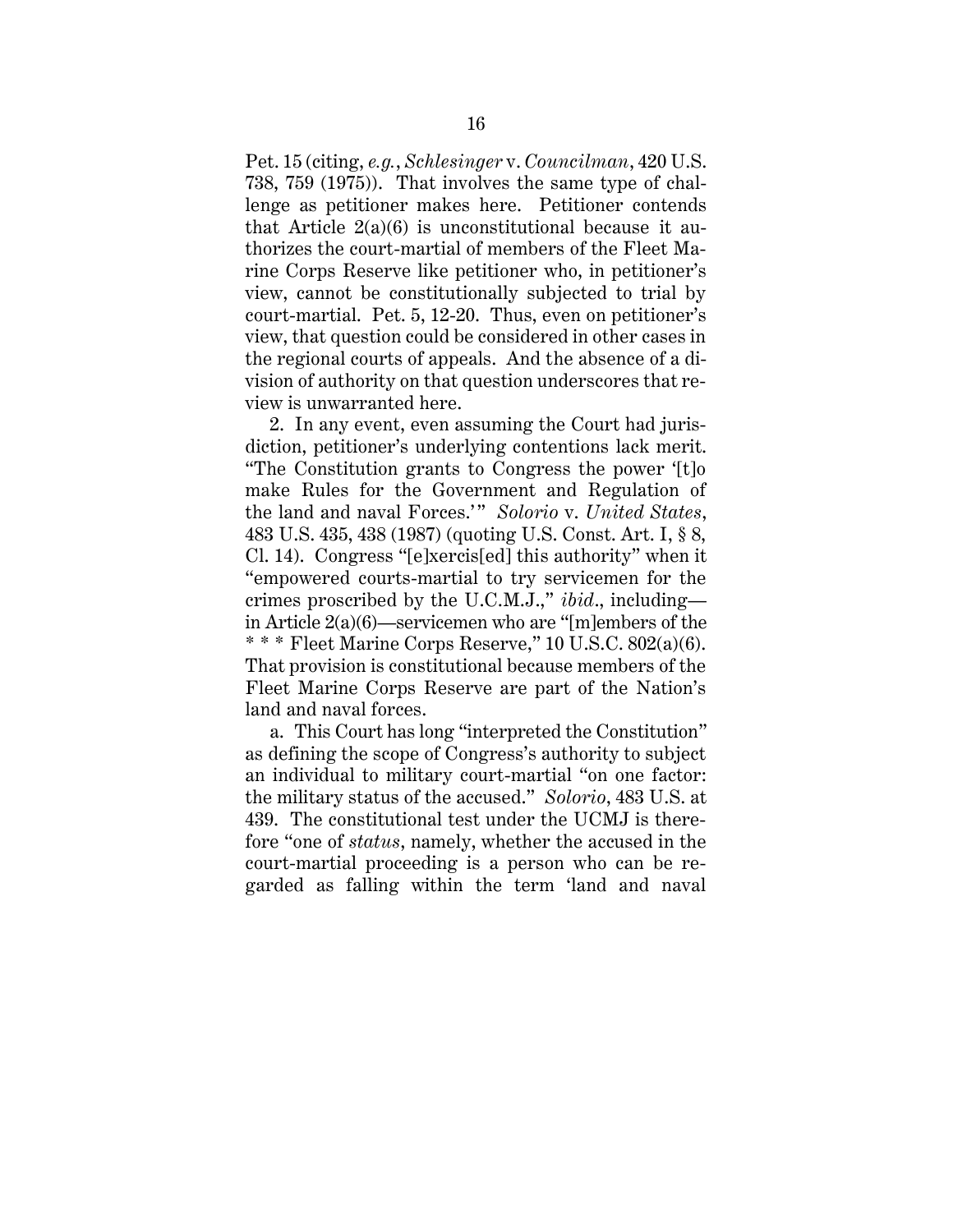Pet. 15 (citing, *e.g.*, *Schlesinger* v. *Councilman*, 420 U.S. 738, 759 (1975)). That involves the same type of challenge as petitioner makes here. Petitioner contends that Article 2(a)(6) is unconstitutional because it authorizes the court-martial of members of the Fleet Marine Corps Reserve like petitioner who, in petitioner's view, cannot be constitutionally subjected to trial by court-martial. Pet. 5, 12-20. Thus, even on petitioner's view, that question could be considered in other cases in the regional courts of appeals. And the absence of a division of authority on that question underscores that review is unwarranted here.

2. In any event, even assuming the Court had jurisdiction, petitioner's underlying contentions lack merit. "The Constitution grants to Congress the power '[t]o make Rules for the Government and Regulation of the land and naval Forces.'" *Solorio* v. *United States*, 483 U.S. 435, 438 (1987) (quoting U.S. Const. Art. I, § 8, Cl. 14). Congress "[e]xercis[ed] this authority" when it "empowered courts-martial to try servicemen for the crimes proscribed by the U.C.M.J.," *ibid.*, including—in Article 2(a)(6)—servicemen who are "[m]embers of the * * * Fleet Marine Corps Reserve," 10 U.S.C. 802(a)(6). That provision is constitutional because members of the Fleet Marine Corps Reserve are part of the Nation's land and naval forces.

a. This Court has long "interpreted the Constitution" as defining the scope of Congress's authority to subject an individual to military court-martial "on one factor: the military status of the accused." *Solorio*, 483 U.S. at 439. The constitutional test under the UCMJ is therefore "one of *status*, namely, whether the accused in the court-martial proceeding is a person who can be regarded as falling within the term 'land and naval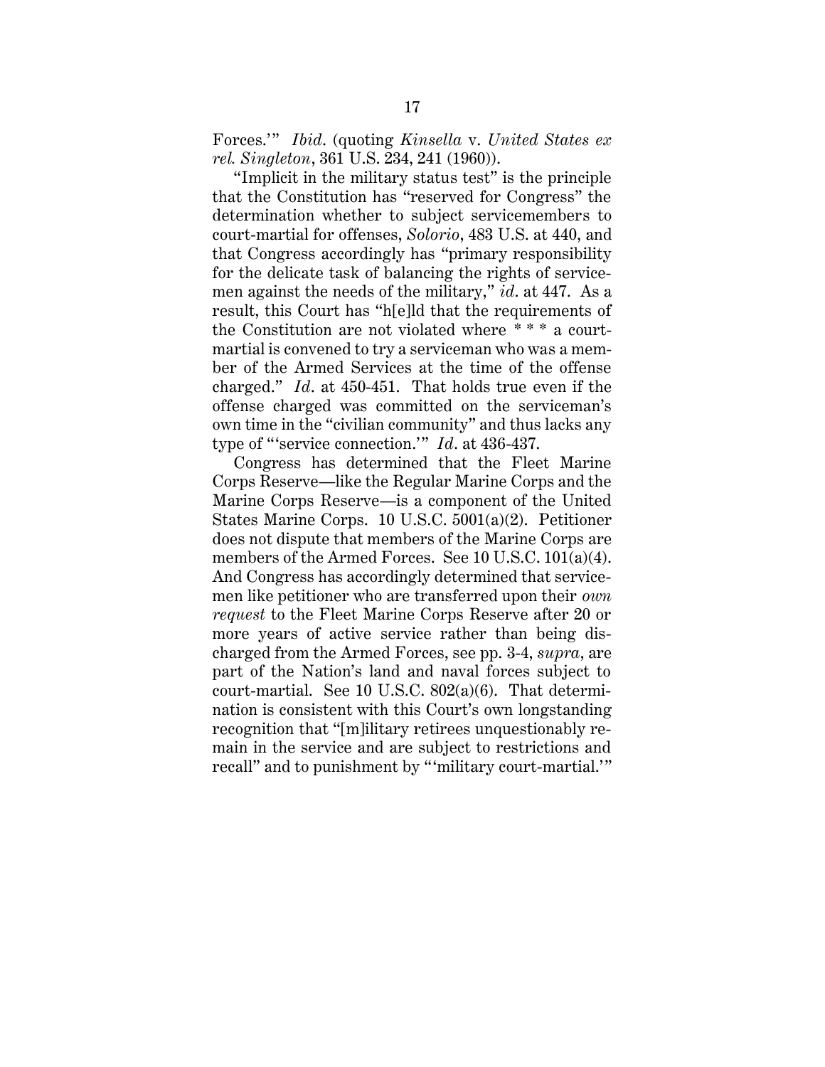Forces.'" *Ibid*. (quoting *Kinsella* v. *United States ex rel. Singleton*, 361 U.S. 234, 241 (1960)).

"Implicit in the military status test" is the principle that the Constitution has "reserved for Congress" the determination whether to subject servicemembers to court-martial for offenses, *Solorio*, 483 U.S. at 440, and that Congress accordingly has "primary responsibility for the delicate task of balancing the rights of servicemen against the needs of the military," *id*. at 447. As a result, this Court has "h[e]ld that the requirements of the Constitution are not violated where * * * a court-martial is convened to try a serviceman who was a member of the Armed Services at the time of the offense charged." *Id*. at 450-451. That holds true even if the offense charged was committed on the serviceman's own time in the "civilian community" and thus lacks any type of "'service connection.'" *Id*. at 436-437.

Congress has determined that the Fleet Marine Corps Reserve—like the Regular Marine Corps and the Marine Corps Reserve—is a component of the United States Marine Corps. 10 U.S.C. 5001(a)(2). Petitioner does not dispute that members of the Marine Corps are members of the Armed Forces. See 10 U.S.C. 101(a)(4). And Congress has accordingly determined that servicemen like petitioner who are transferred upon their *own request* to the Fleet Marine Corps Reserve after 20 or more years of active service rather than being discharged from the Armed Forces, see pp. 3-4, *supra*, are part of the Nation's land and naval forces subject to court-martial. See 10 U.S.C. 802(a)(6). That determination is consistent with this Court's own longstanding recognition that "[m]ilitary retirees unquestionably remain in the service and are subject to restrictions and recall" and to punishment by "'military court-martial.'"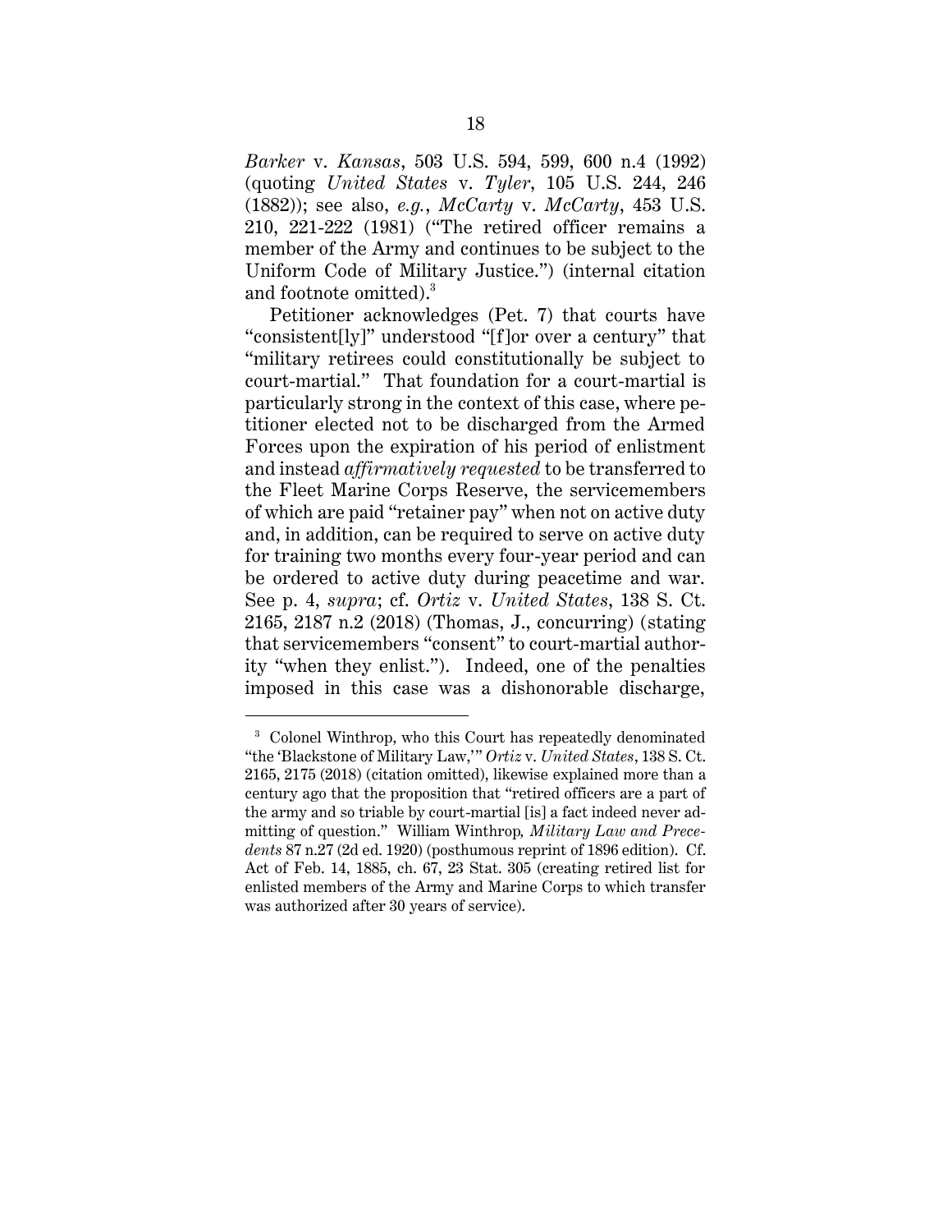*Barker* v. *Kansas*, 503 U.S. 594, 599, 600 n.4 (1992) (quoting *United States* v. *Tyler*, 105 U.S. 244, 246 (1882)); see also, *e.g.*, *McCarty* v. *McCarty*, 453 U.S. 210, 221-222 (1981) ("The retired officer remains a member of the Army and continues to be subject to the Uniform Code of Military Justice.") (internal citation and footnote omitted).[3]

Petitioner acknowledges (Pet. 7) that courts have "consistent[ly]" understood "[f]or over a century" that "military retirees could constitutionally be subject to court-martial." That foundation for a court-martial is particularly strong in the context of this case, where petitioner elected not to be discharged from the Armed Forces upon the expiration of his period of enlistment and instead *affirmatively requested* to be transferred to the Fleet Marine Corps Reserve, the servicemembers of which are paid "retainer pay" when not on active duty and, in addition, can be required to serve on active duty for training two months every four-year period and can be ordered to active duty during peacetime and war. See p. 4, *supra*; cf. *Ortiz* v. *United States*, 138 S. Ct. 2165, 2187 n.2 (2018) (Thomas, J., concurring) (stating that servicemembers "consent" to court-martial authority "when they enlist."). Indeed, one of the penalties imposed in this case was a dishonorable discharge,

---

[3] Colonel Winthrop, who this Court has repeatedly denominated "the 'Blackstone of Military Law,'" *Ortiz* v. *United States*, 138 S. Ct. 2165, 2175 (2018) (citation omitted), likewise explained more than a century ago that the proposition that "retired officers are a part of the army and so triable by court-martial [is] a fact indeed never admitting of question." William Winthrop*, Military Law and Precedents* 87 n.27 (2d ed. 1920) (posthumous reprint of 1896 edition). Cf. Act of Feb. 14, 1885, ch. 67, 23 Stat. 305 (creating retired list for enlisted members of the Army and Marine Corps to which transfer was authorized after 30 years of service).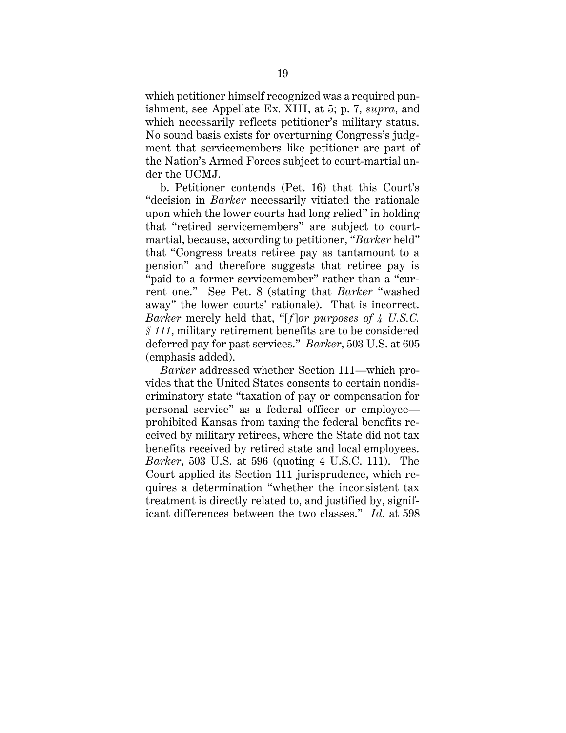which petitioner himself recognized was a required punishment, see Appellate Ex. XIII, at 5; p. 7, *supra*, and which necessarily reflects petitioner's military status. No sound basis exists for overturning Congress's judgment that servicemembers like petitioner are part of the Nation's Armed Forces subject to court-martial under the UCMJ.

b. Petitioner contends (Pet. 16) that this Court's "decision in *Barker* necessarily vitiated the rationale upon which the lower courts had long relied" in holding that "retired servicemembers" are subject to court-martial, because, according to petitioner, "*Barker* held" that "Congress treats retiree pay as tantamount to a pension" and therefore suggests that retiree pay is "paid to a former servicemember" rather than a "current one." See Pet. 8 (stating that *Barker* "washed away" the lower courts' rationale). That is incorrect. *Barker* merely held that, "[*f*]*or purposes of 4 U.S.C. § 111*, military retirement benefits are to be considered deferred pay for past services." *Barker*, 503 U.S. at 605 (emphasis added).

*Barker* addressed whether Section 111—which provides that the United States consents to certain nondiscriminatory state "taxation of pay or compensation for personal service" as a federal officer or employee—prohibited Kansas from taxing the federal benefits received by military retirees, where the State did not tax benefits received by retired state and local employees. *Barker*, 503 U.S. at 596 (quoting 4 U.S.C. 111). The Court applied its Section 111 jurisprudence, which requires a determination "whether the inconsistent tax treatment is directly related to, and justified by, significant differences between the two classes." *Id.* at 598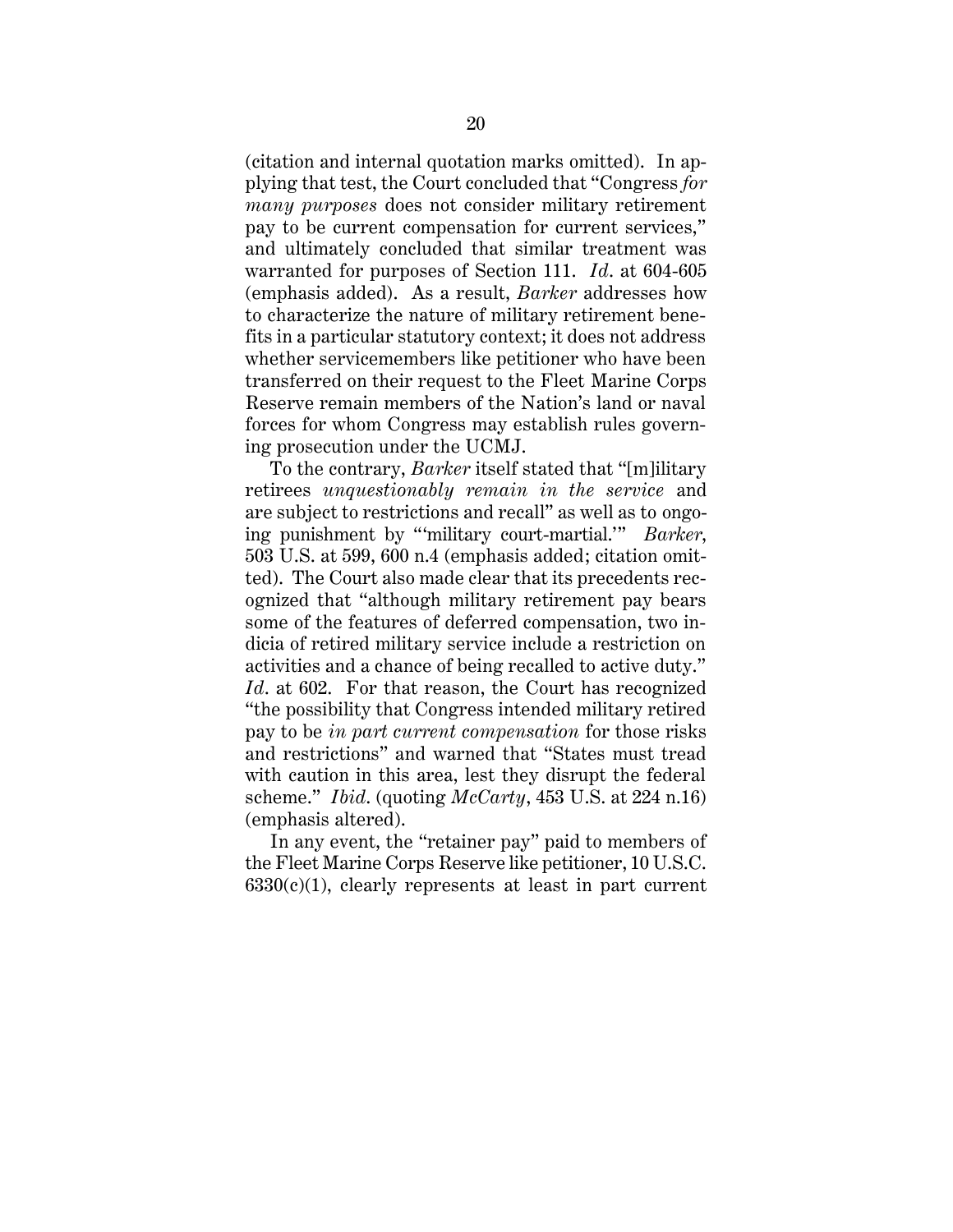(citation and internal quotation marks omitted). In applying that test, the Court concluded that "Congress *for many purposes* does not consider military retirement pay to be current compensation for current services," and ultimately concluded that similar treatment was warranted for purposes of Section 111. *Id*. at 604-605 (emphasis added). As a result, *Barker* addresses how to characterize the nature of military retirement benefits in a particular statutory context; it does not address whether servicemembers like petitioner who have been transferred on their request to the Fleet Marine Corps Reserve remain members of the Nation's land or naval forces for whom Congress may establish rules governing prosecution under the UCMJ.

To the contrary, *Barker* itself stated that "[m]ilitary retirees *unquestionably remain in the service* and are subject to restrictions and recall" as well as to ongoing punishment by "'military court-martial.'" *Barker*, 503 U.S. at 599, 600 n.4 (emphasis added; citation omitted). The Court also made clear that its precedents recognized that "although military retirement pay bears some of the features of deferred compensation, two indicia of retired military service include a restriction on activities and a chance of being recalled to active duty." *Id*. at 602. For that reason, the Court has recognized "the possibility that Congress intended military retired pay to be *in part current compensation* for those risks and restrictions" and warned that "States must tread with caution in this area, lest they disrupt the federal scheme." *Ibid*. (quoting *McCarty*, 453 U.S. at 224 n.16) (emphasis altered).

In any event, the "retainer pay" paid to members of the Fleet Marine Corps Reserve like petitioner, 10 U.S.C. 6330(c)(1), clearly represents at least in part current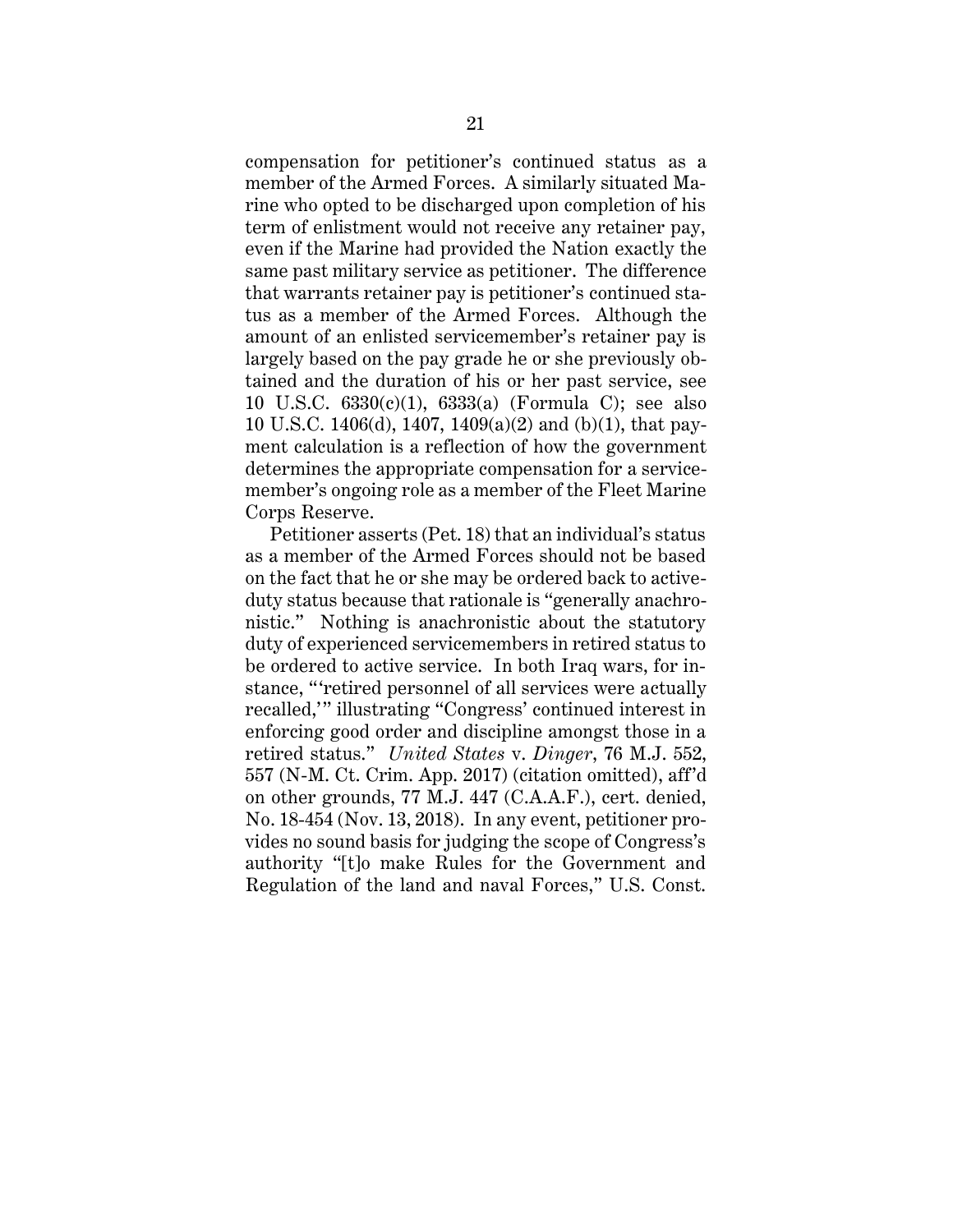compensation for petitioner's continued status as a member of the Armed Forces. A similarly situated Marine who opted to be discharged upon completion of his term of enlistment would not receive any retainer pay, even if the Marine had provided the Nation exactly the same past military service as petitioner. The difference that warrants retainer pay is petitioner's continued status as a member of the Armed Forces. Although the amount of an enlisted servicemember's retainer pay is largely based on the pay grade he or she previously obtained and the duration of his or her past service, see 10 U.S.C. 6330(c)(1), 6333(a) (Formula C); see also 10 U.S.C. 1406(d), 1407, 1409(a)(2) and (b)(1), that payment calculation is a reflection of how the government determines the appropriate compensation for a servicemember's ongoing role as a member of the Fleet Marine Corps Reserve.

Petitioner asserts (Pet. 18) that an individual's status as a member of the Armed Forces should not be based on the fact that he or she may be ordered back to active-duty status because that rationale is "generally anachronistic." Nothing is anachronistic about the statutory duty of experienced servicemembers in retired status to be ordered to active service. In both Iraq wars, for instance, "'retired personnel of all services were actually recalled,'" illustrating "Congress' continued interest in enforcing good order and discipline amongst those in a retired status." *United States* v. *Dinger*, 76 M.J. 552, 557 (N-M. Ct. Crim. App. 2017) (citation omitted), aff'd on other grounds, 77 M.J. 447 (C.A.A.F.), cert. denied, No. 18-454 (Nov. 13, 2018). In any event, petitioner provides no sound basis for judging the scope of Congress's authority "[t]o make Rules for the Government and Regulation of the land and naval Forces," U.S. Const.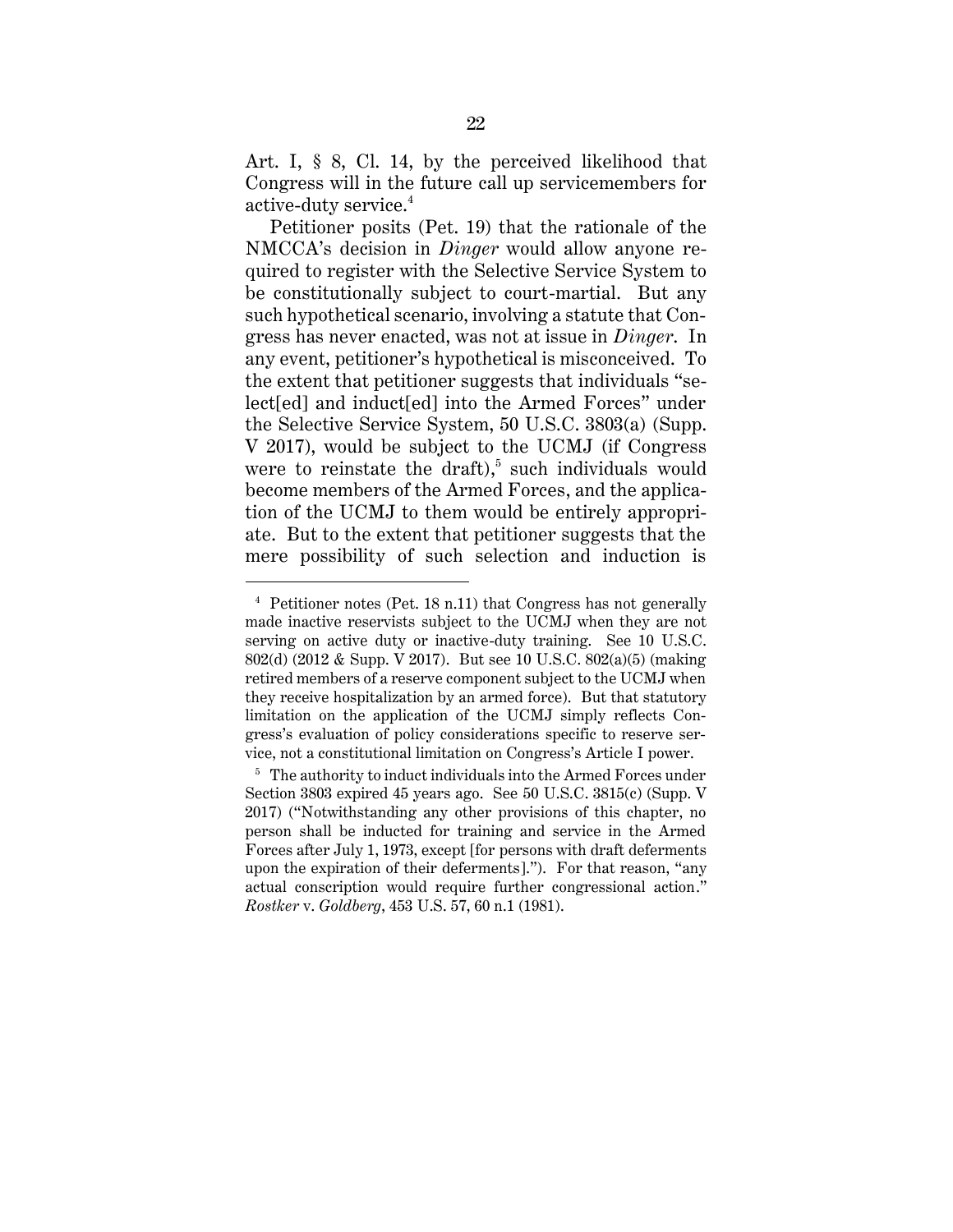Art. I, § 8, Cl. 14, by the perceived likelihood that Congress will in the future call up servicemembers for active-duty service.[4]

Petitioner posits (Pet. 19) that the rationale of the NMCCA's decision in *Dinger* would allow anyone required to register with the Selective Service System to be constitutionally subject to court-martial. But any such hypothetical scenario, involving a statute that Congress has never enacted, was not at issue in *Dinger*. In any event, petitioner's hypothetical is misconceived. To the extent that petitioner suggests that individuals "select[ed] and induct[ed] into the Armed Forces" under the Selective Service System, 50 U.S.C. 3803(a) (Supp. V 2017), would be subject to the UCMJ (if Congress were to reinstate the draft),[5] such individuals would become members of the Armed Forces, and the application of the UCMJ to them would be entirely appropriate. But to the extent that petitioner suggests that the mere possibility of such selection and induction is

---

[4] Petitioner notes (Pet. 18 n.11) that Congress has not generally made inactive reservists subject to the UCMJ when they are not serving on active duty or inactive-duty training. See 10 U.S.C. 802(d) (2012 & Supp. V 2017). But see 10 U.S.C. 802(a)(5) (making retired members of a reserve component subject to the UCMJ when they receive hospitalization by an armed force). But that statutory limitation on the application of the UCMJ simply reflects Congress's evaluation of policy considerations specific to reserve service, not a constitutional limitation on Congress's Article I power.

[5] The authority to induct individuals into the Armed Forces under Section 3803 expired 45 years ago. See 50 U.S.C. 3815(c) (Supp. V 2017) ("Notwithstanding any other provisions of this chapter, no person shall be inducted for training and service in the Armed Forces after July 1, 1973, except [for persons with draft deferments upon the expiration of their deferments]."). For that reason, "any actual conscription would require further congressional action." *Rostker* v. *Goldberg*, 453 U.S. 57, 60 n.1 (1981).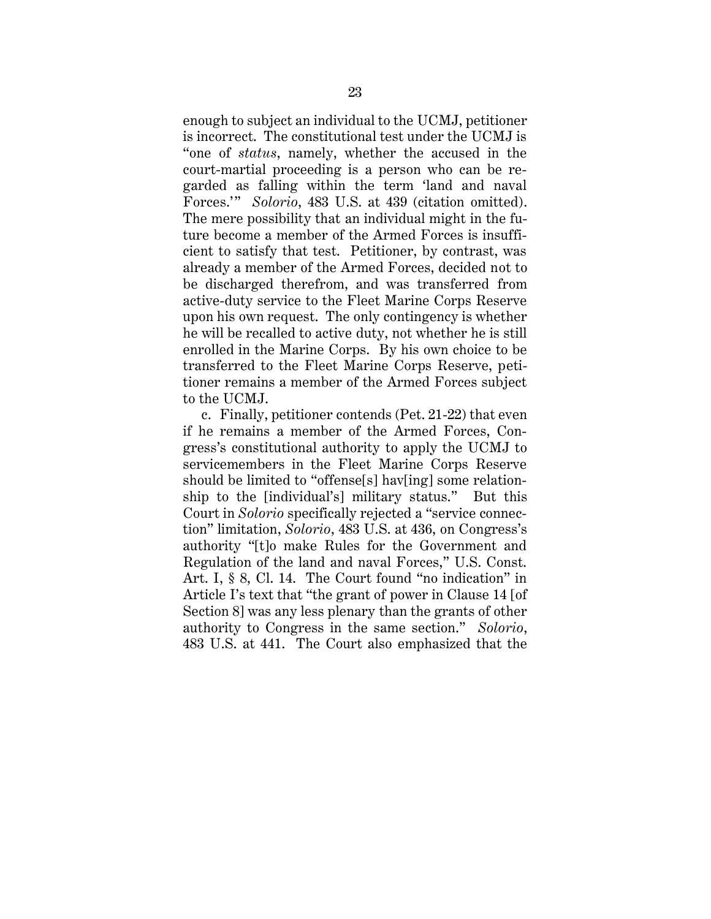enough to subject an individual to the UCMJ, petitioner is incorrect. The constitutional test under the UCMJ is "one of *status*, namely, whether the accused in the court-martial proceeding is a person who can be regarded as falling within the term 'land and naval Forces.'" *Solorio*, 483 U.S. at 439 (citation omitted). The mere possibility that an individual might in the future become a member of the Armed Forces is insufficient to satisfy that test. Petitioner, by contrast, was already a member of the Armed Forces, decided not to be discharged therefrom, and was transferred from active-duty service to the Fleet Marine Corps Reserve upon his own request. The only contingency is whether he will be recalled to active duty, not whether he is still enrolled in the Marine Corps. By his own choice to be transferred to the Fleet Marine Corps Reserve, petitioner remains a member of the Armed Forces subject to the UCMJ.

c. Finally, petitioner contends (Pet. 21-22) that even if he remains a member of the Armed Forces, Congress's constitutional authority to apply the UCMJ to servicemembers in the Fleet Marine Corps Reserve should be limited to "offense[s] hav[ing] some relationship to the [individual's] military status." But this Court in *Solorio* specifically rejected a "service connection" limitation, *Solorio*, 483 U.S. at 436, on Congress's authority "[t]o make Rules for the Government and Regulation of the land and naval Forces," U.S. Const. Art. I, § 8, Cl. 14. The Court found "no indication" in Article I's text that "the grant of power in Clause 14 [of Section 8] was any less plenary than the grants of other authority to Congress in the same section." *Solorio*, 483 U.S. at 441. The Court also emphasized that the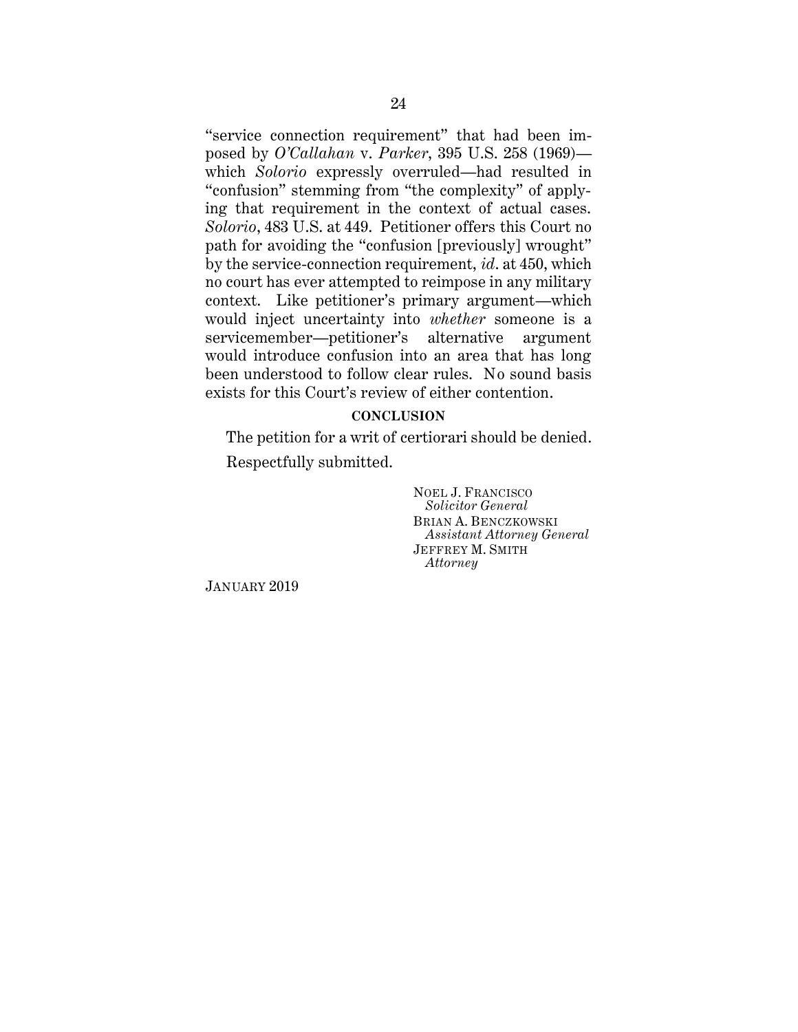"service connection requirement" that had been imposed by *O'Callahan* v. *Parker*, 395 U.S. 258 (1969)—which *Solorio* expressly overruled—had resulted in "confusion" stemming from "the complexity" of applying that requirement in the context of actual cases. *Solorio*, 483 U.S. at 449. Petitioner offers this Court no path for avoiding the "confusion [previously] wrought" by the service-connection requirement, *id*. at 450, which no court has ever attempted to reimpose in any military context. Like petitioner's primary argument—which would inject uncertainty into *whether* someone is a servicemember—petitioner's alternative argument would introduce confusion into an area that has long been understood to follow clear rules. No sound basis exists for this Court's review of either contention.

## CONCLUSION

The petition for a writ of certiorari should be denied.

Respectfully submitted.

NOEL J. FRANCISCO
*Solicitor General*
BRIAN A. BENCZKOWSKI
*Assistant Attorney General*
JEFFREY M. SMITH
*Attorney*

JANUARY 2019